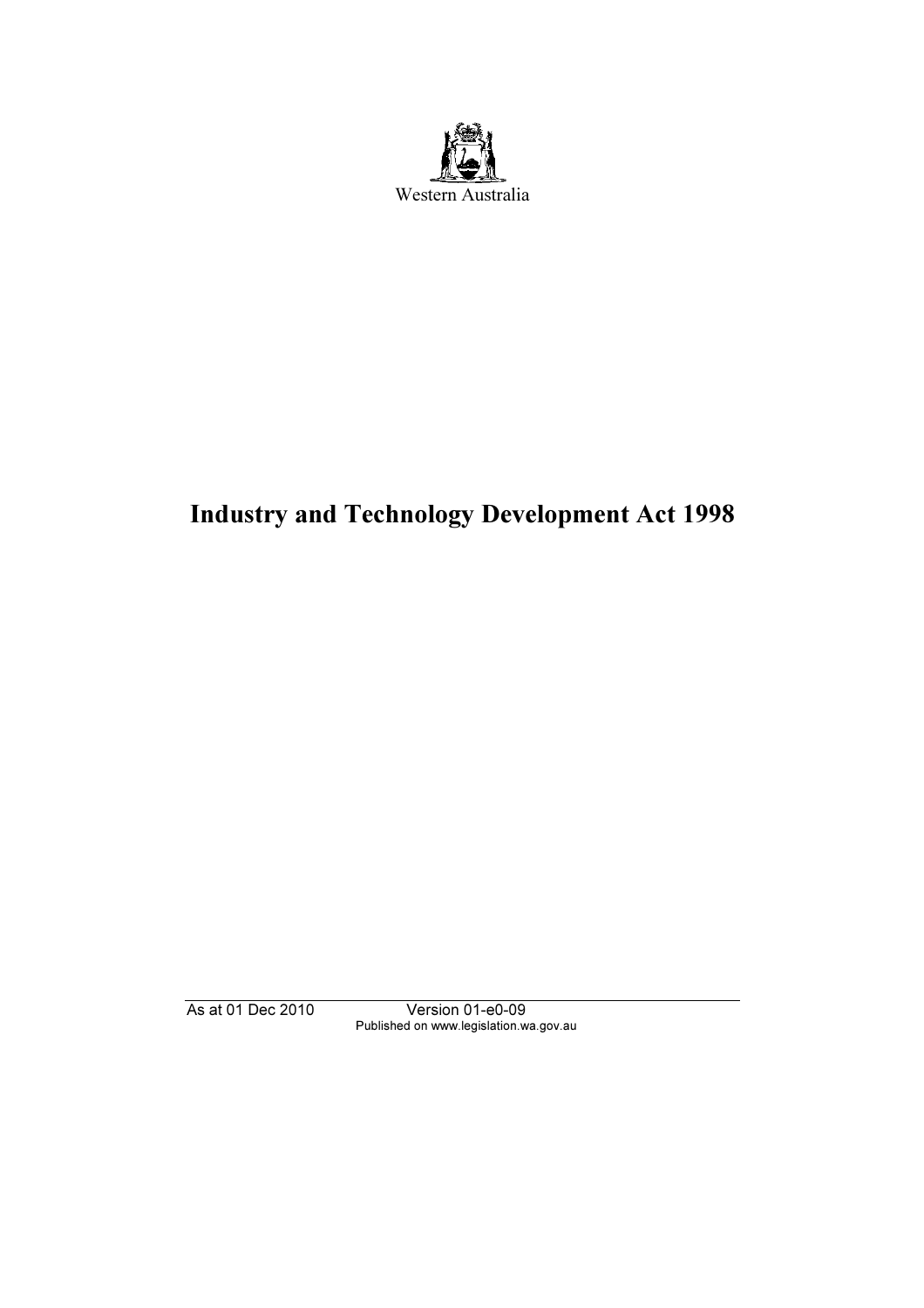Western Australia

# Industry and Technology Development Act 1998

As at 01 Dec 2010 Version 01-e0-09
Published on www.legislation.wa.gov.au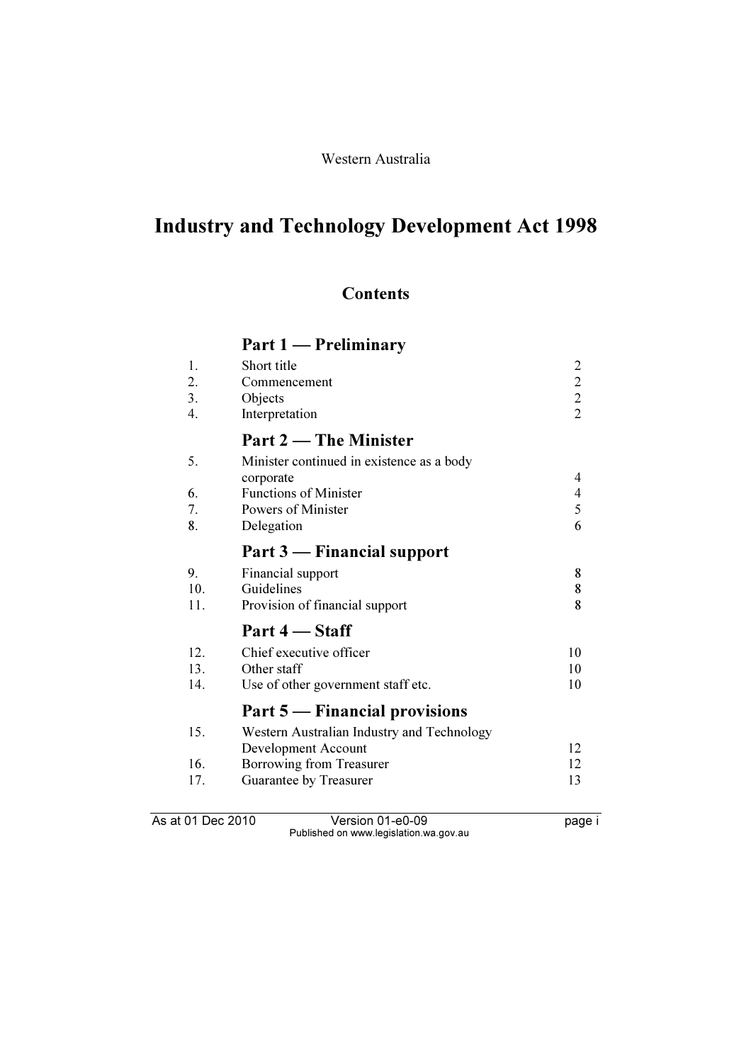Western Australia

# Industry and Technology Development Act 1998

## Contents

### Part 1 — Preliminary

| | | |
|---|---|---|
| 1. | Short title | 2 |
| 2. | Commencement | 2 |
| 3. | Objects | 2 |
| 4. | Interpretation | 2 |

### Part 2 — The Minister

| | | |
|---|---|---|
| 5. | Minister continued in existence as a body corporate | 4 |
| 6. | Functions of Minister | 4 |
| 7. | Powers of Minister | 5 |
| 8. | Delegation | 6 |

### Part 3 — Financial support

| | | |
|---|---|---|
| 9. | Financial support | 8 |
| 10. | Guidelines | 8 |
| 11. | Provision of financial support | 8 |

### Part 4 — Staff

| | | |
|---|---|---|
| 12. | Chief executive officer | 10 |
| 13. | Other staff | 10 |
| 14. | Use of other government staff etc. | 10 |

### Part 5 — Financial provisions

| | | |
|---|---|---|
| 15. | Western Australian Industry and Technology Development Account | 12 |
| 16. | Borrowing from Treasurer | 12 |
| 17. | Guarantee by Treasurer | 13 |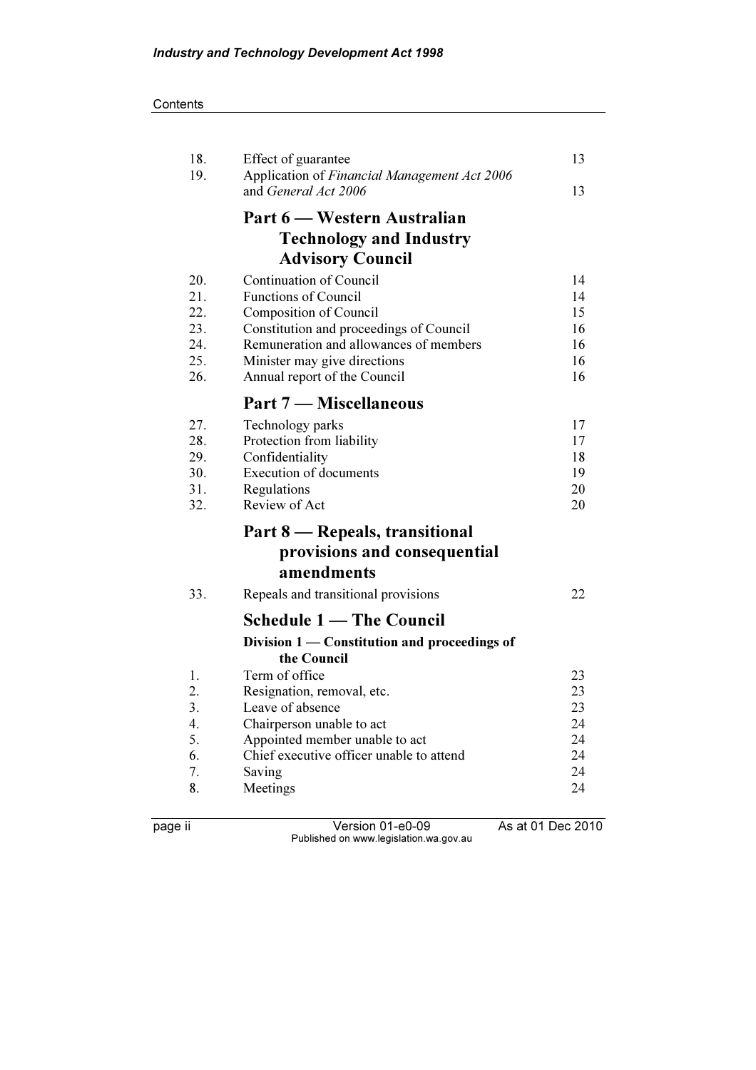| | | |
|---|---|---|
| 18. | Effect of guarantee | 13 |
| 19. | Application of *Financial Management Act 2006* and *General Act 2006* | 13 |

## Part 6 — Western Australian Technology and Industry Advisory Council

| | | |
|---|---|---|
| 20. | Continuation of Council | 14 |
| 21. | Functions of Council | 14 |
| 22. | Composition of Council | 15 |
| 23. | Constitution and proceedings of Council | 16 |
| 24. | Remuneration and allowances of members | 16 |
| 25. | Minister may give directions | 16 |
| 26. | Annual report of the Council | 16 |

## Part 7 — Miscellaneous

| | | |
|---|---|---|
| 27. | Technology parks | 17 |
| 28. | Protection from liability | 17 |
| 29. | Confidentiality | 18 |
| 30. | Execution of documents | 19 |
| 31. | Regulations | 20 |
| 32. | Review of Act | 20 |

## Part 8 — Repeals, transitional provisions and consequential amendments

| | | |
|---|---|---|
| 33. | Repeals and transitional provisions | 22 |

## Schedule 1 — The Council

### Division 1 — Constitution and proceedings of the Council

| | | |
|---|---|---|
| 1. | Term of office | 23 |
| 2. | Resignation, removal, etc. | 23 |
| 3. | Leave of absence | 23 |
| 4. | Chairperson unable to act | 24 |
| 5. | Appointed member unable to act | 24 |
| 6. | Chief executive officer unable to attend | 24 |
| 7. | Saving | 24 |
| 8. | Meetings | 24 |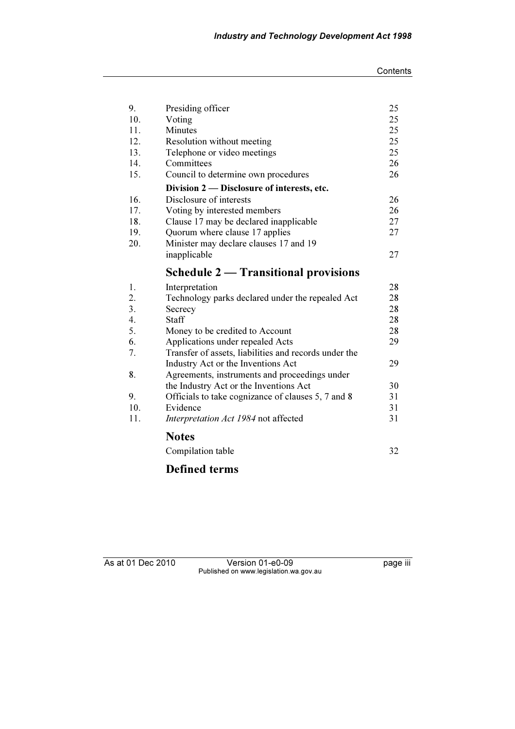| | | |
|---|---|---|
| 9. | Presiding officer | 25 |
| 10. | Voting | 25 |
| 11. | Minutes | 25 |
| 12. | Resolution without meeting | 25 |
| 13. | Telephone or video meetings | 25 |
| 14. | Committees | 26 |
| 15. | Council to determine own procedures | 26 |
| | **Division 2 — Disclosure of interests, etc.** | |
| 16. | Disclosure of interests | 26 |
| 17. | Voting by interested members | 26 |
| 18. | Clause 17 may be declared inapplicable | 27 |
| 19. | Quorum where clause 17 applies | 27 |
| 20. | Minister may declare clauses 17 and 19 inapplicable | 27 |

## Schedule 2 — Transitional provisions

| | | |
|---|---|---|
| 1. | Interpretation | 28 |
| 2. | Technology parks declared under the repealed Act | 28 |
| 3. | Secrecy | 28 |
| 4. | Staff | 28 |
| 5. | Money to be credited to Account | 28 |
| 6. | Applications under repealed Acts | 29 |
| 7. | Transfer of assets, liabilities and records under the Industry Act or the Inventions Act | 29 |
| 8. | Agreements, instruments and proceedings under the Industry Act or the Inventions Act | 30 |
| 9. | Officials to take cognizance of clauses 5, 7 and 8 | 31 |
| 10. | Evidence | 31 |
| 11. | *Interpretation Act 1984* not affected | 31 |

## Notes

Compilation table 32

## Defined terms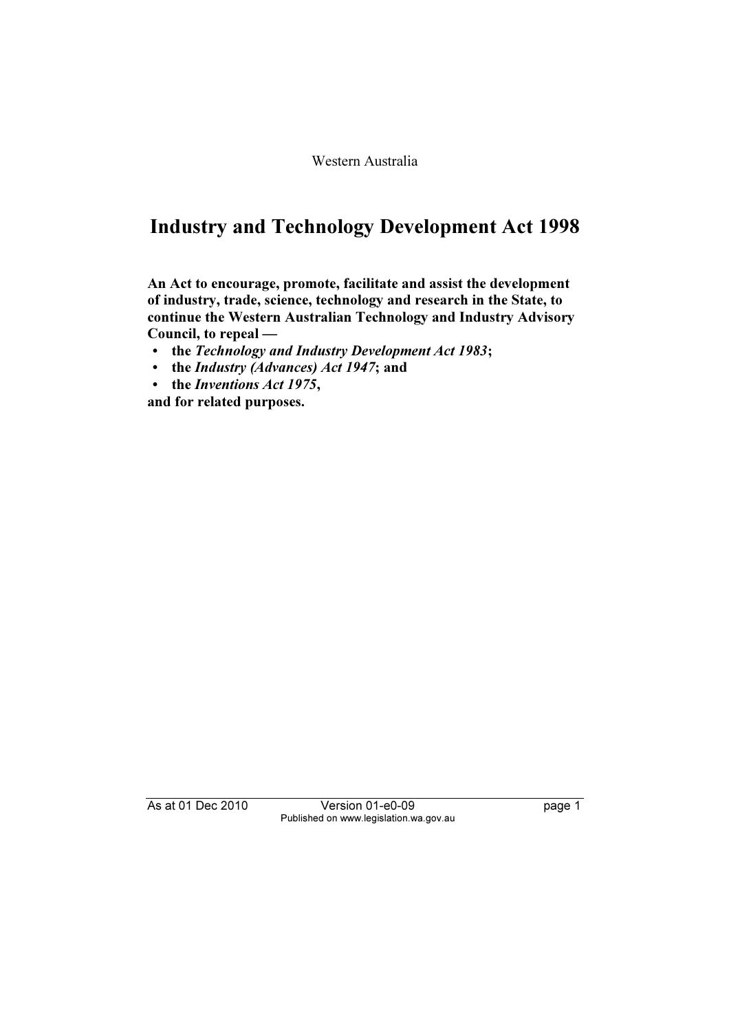Western Australia

# Industry and Technology Development Act 1998

**An Act to encourage, promote, facilitate and assist the development of industry, trade, science, technology and research in the State, to continue the Western Australian Technology and Industry Advisory Council, to repeal —**

- **the *Technology and Industry Development Act 1983*;**
- **the *Industry (Advances) Act 1947*; and**
- **the *Inventions Act 1975*,**

**and for related purposes.**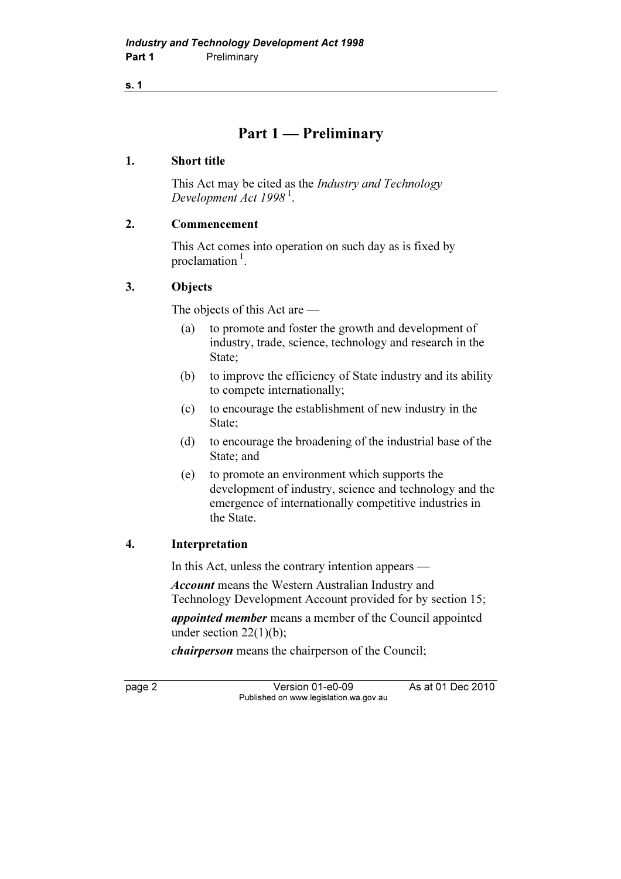# Part 1 — Preliminary

## 1. Short title

This Act may be cited as the *Industry and Technology Development Act 1998* [1].

## 2. Commencement

This Act comes into operation on such day as is fixed by proclamation [1].

## 3. Objects

The objects of this Act are —

(a) to promote and foster the growth and development of industry, trade, science, technology and research in the State;

(b) to improve the efficiency of State industry and its ability to compete internationally;

(c) to encourage the establishment of new industry in the State;

(d) to encourage the broadening of the industrial base of the State; and

(e) to promote an environment which supports the development of industry, science and technology and the emergence of internationally competitive industries in the State.

## 4. Interpretation

In this Act, unless the contrary intention appears —

***Account*** means the Western Australian Industry and Technology Development Account provided for by section 15;

***appointed member*** means a member of the Council appointed under section 22(1)(b);

***chairperson*** means the chairperson of the Council;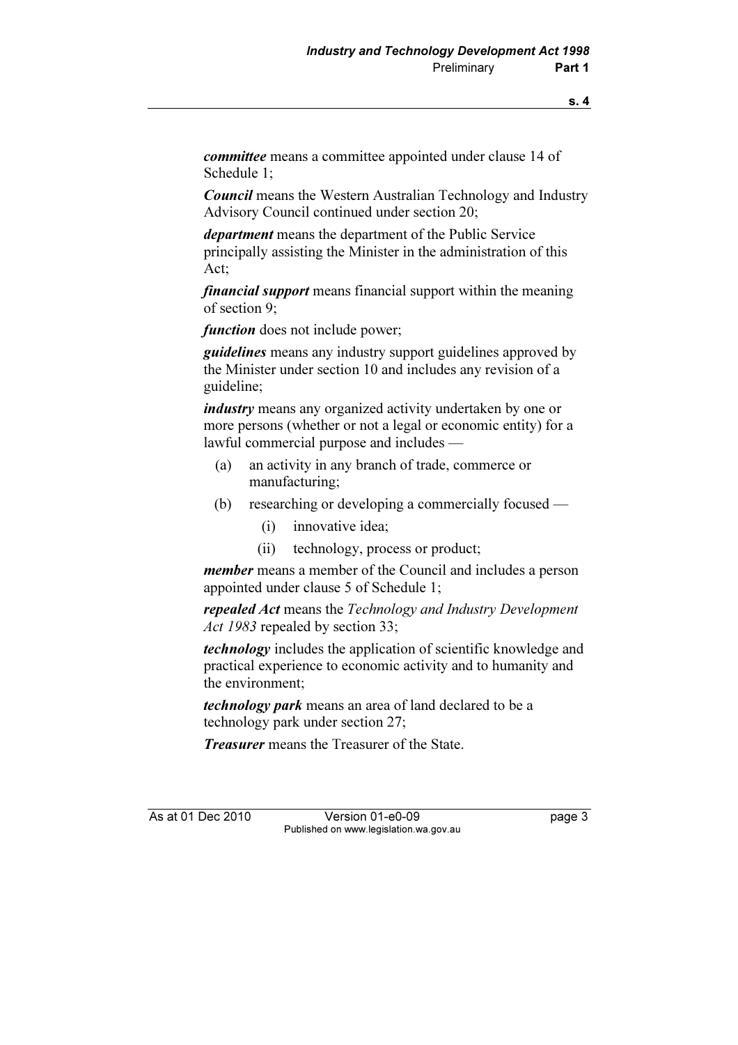***committee*** means a committee appointed under clause 14 of Schedule 1;

***Council*** means the Western Australian Technology and Industry Advisory Council continued under section 20;

***department*** means the department of the Public Service principally assisting the Minister in the administration of this Act;

***financial support*** means financial support within the meaning of section 9;

***function*** does not include power;

***guidelines*** means any industry support guidelines approved by the Minister under section 10 and includes any revision of a guideline;

***industry*** means any organized activity undertaken by one or more persons (whether or not a legal or economic entity) for a lawful commercial purpose and includes —

- (a) an activity in any branch of trade, commerce or manufacturing;
- (b) researching or developing a commercially focused —
  - (i) innovative idea;
  - (ii) technology, process or product;

***member*** means a member of the Council and includes a person appointed under clause 5 of Schedule 1;

***repealed Act*** means the *Technology and Industry Development Act 1983* repealed by section 33;

***technology*** includes the application of scientific knowledge and practical experience to economic activity and to humanity and the environment;

***technology park*** means an area of land declared to be a technology park under section 27;

***Treasurer*** means the Treasurer of the State.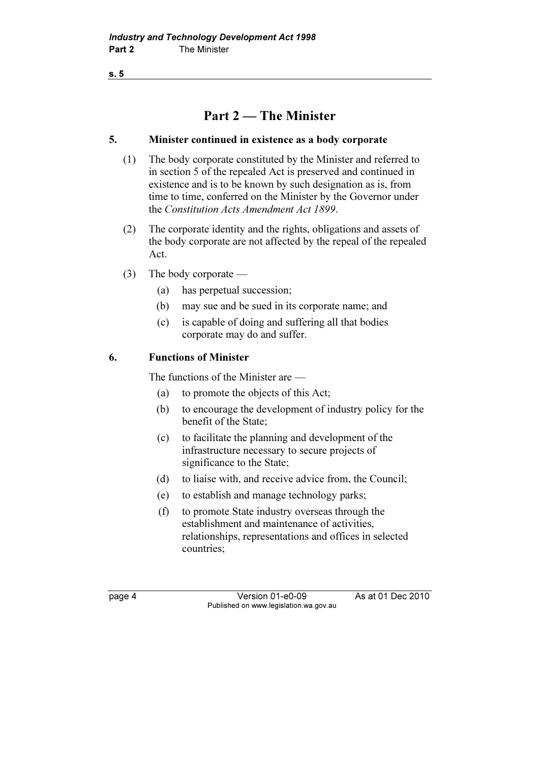# Part 2 — The Minister

## 5. Minister continued in existence as a body corporate

(1) The body corporate constituted by the Minister and referred to in section 5 of the repealed Act is preserved and continued in existence and is to be known by such designation as is, from time to time, conferred on the Minister by the Governor under the *Constitution Acts Amendment Act 1899*.

(2) The corporate identity and the rights, obligations and assets of the body corporate are not affected by the repeal of the repealed Act.

(3) The body corporate —

- (a) has perpetual succession;
- (b) may sue and be sued in its corporate name; and
- (c) is capable of doing and suffering all that bodies corporate may do and suffer.

## 6. Functions of Minister

The functions of the Minister are —

- (a) to promote the objects of this Act;
- (b) to encourage the development of industry policy for the benefit of the State;
- (c) to facilitate the planning and development of the infrastructure necessary to secure projects of significance to the State;
- (d) to liaise with, and receive advice from, the Council;
- (e) to establish and manage technology parks;
- (f) to promote State industry overseas through the establishment and maintenance of activities, relationships, representations and offices in selected countries;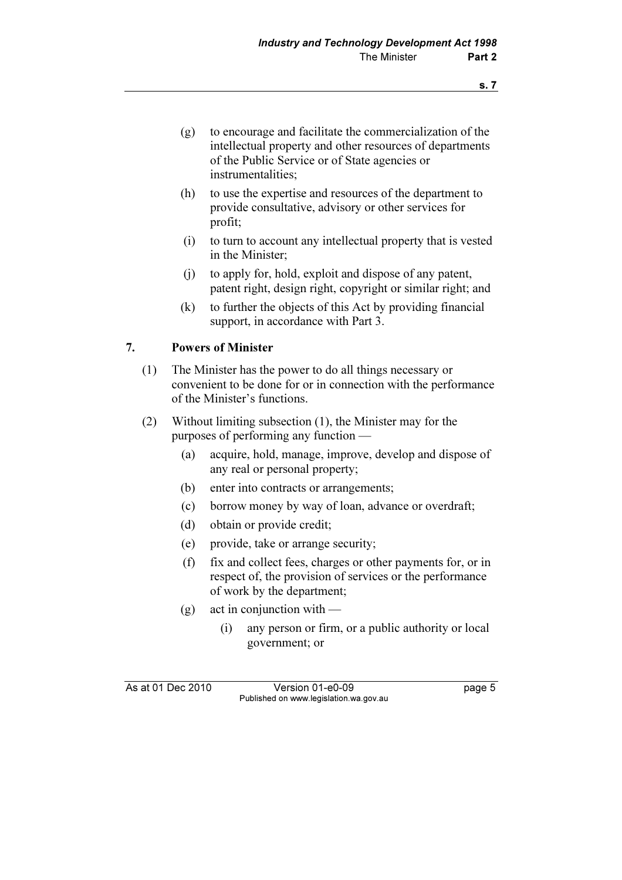(g) to encourage and facilitate the commercialization of the intellectual property and other resources of departments of the Public Service or of State agencies or instrumentalities;

(h) to use the expertise and resources of the department to provide consultative, advisory or other services for profit;

(i) to turn to account any intellectual property that is vested in the Minister;

(j) to apply for, hold, exploit and dispose of any patent, patent right, design right, copyright or similar right; and

(k) to further the objects of this Act by providing financial support, in accordance with Part 3.

## 7. Powers of Minister

(1) The Minister has the power to do all things necessary or convenient to be done for or in connection with the performance of the Minister's functions.

(2) Without limiting subsection (1), the Minister may for the purposes of performing any function —

(a) acquire, hold, manage, improve, develop and dispose of any real or personal property;

(b) enter into contracts or arrangements;

(c) borrow money by way of loan, advance or overdraft;

(d) obtain or provide credit;

(e) provide, take or arrange security;

(f) fix and collect fees, charges or other payments for, or in respect of, the provision of services or the performance of work by the department;

(g) act in conjunction with —

(i) any person or firm, or a public authority or local government; or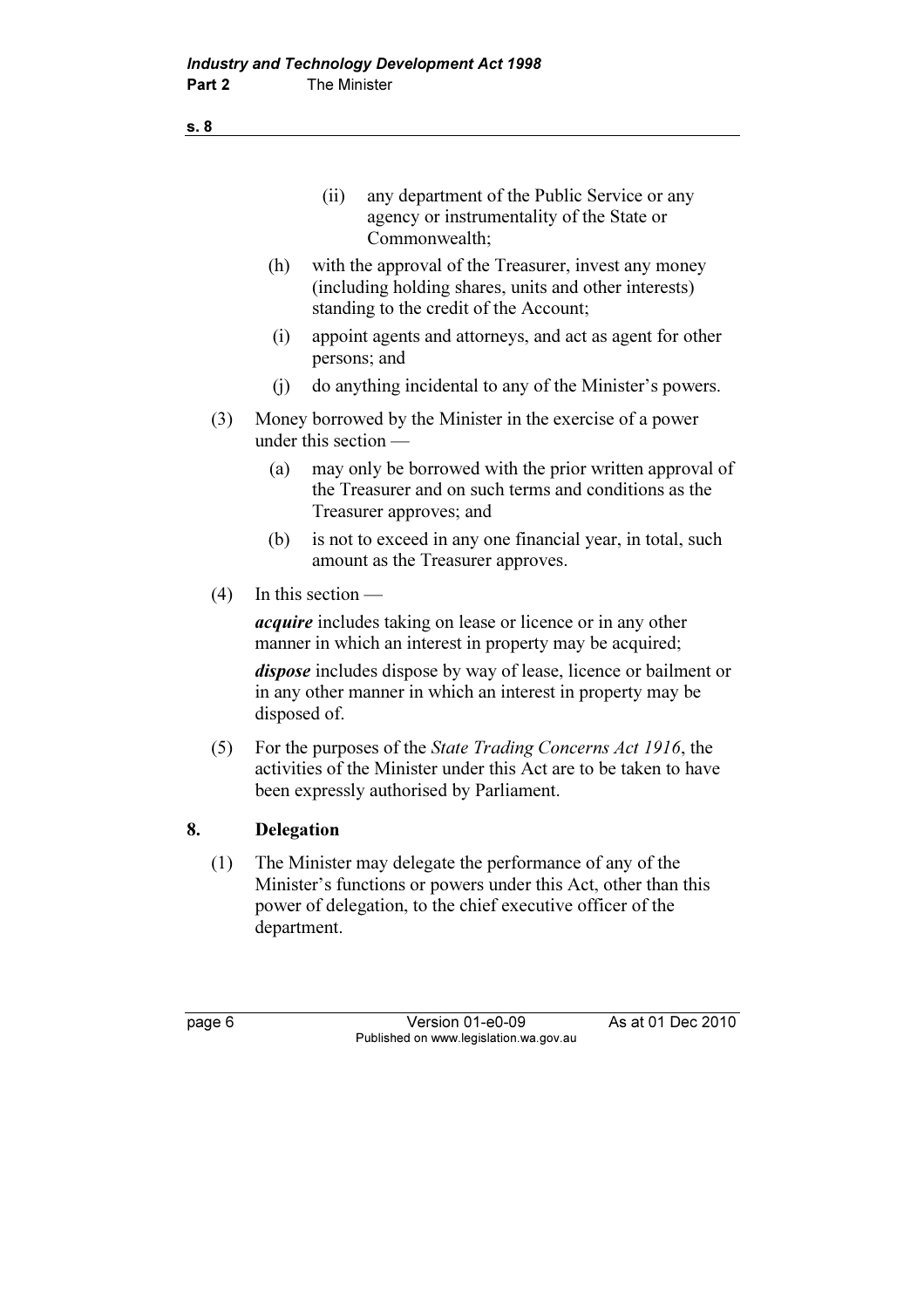(ii) any department of the Public Service or any agency or instrumentality of the State or Commonwealth;

(h) with the approval of the Treasurer, invest any money (including holding shares, units and other interests) standing to the credit of the Account;

(i) appoint agents and attorneys, and act as agent for other persons; and

(j) do anything incidental to any of the Minister's powers.

(3) Money borrowed by the Minister in the exercise of a power under this section —

(a) may only be borrowed with the prior written approval of the Treasurer and on such terms and conditions as the Treasurer approves; and

(b) is not to exceed in any one financial year, in total, such amount as the Treasurer approves.

(4) In this section —

***acquire*** includes taking on lease or licence or in any other manner in which an interest in property may be acquired;

***dispose*** includes dispose by way of lease, licence or bailment or in any other manner in which an interest in property may be disposed of.

(5) For the purposes of the *State Trading Concerns Act 1916*, the activities of the Minister under this Act are to be taken to have been expressly authorised by Parliament.

## 8. Delegation

(1) The Minister may delegate the performance of any of the Minister's functions or powers under this Act, other than this power of delegation, to the chief executive officer of the department.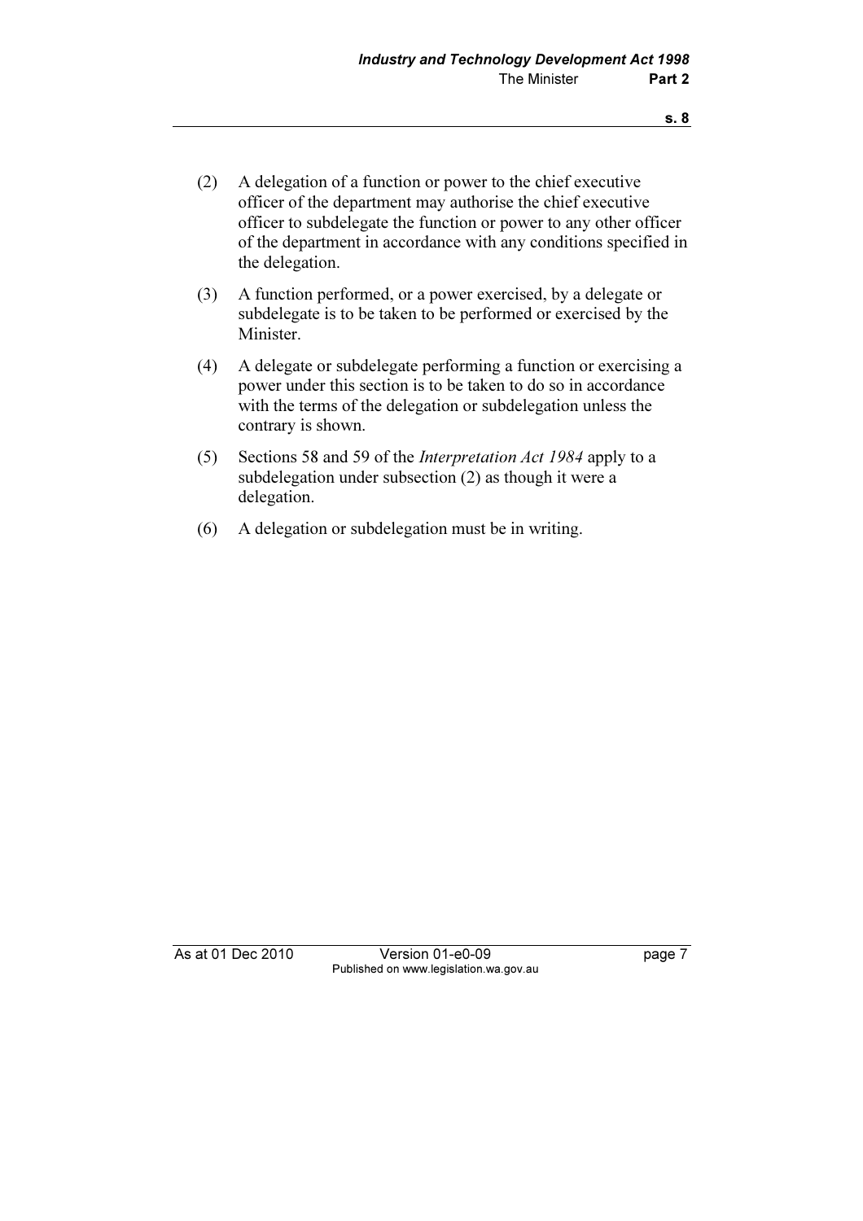(2) A delegation of a function or power to the chief executive officer of the department may authorise the chief executive officer to subdelegate the function or power to any other officer of the department in accordance with any conditions specified in the delegation.

(3) A function performed, or a power exercised, by a delegate or subdelegate is to be taken to be performed or exercised by the Minister.

(4) A delegate or subdelegate performing a function or exercising a power under this section is to be taken to do so in accordance with the terms of the delegation or subdelegation unless the contrary is shown.

(5) Sections 58 and 59 of the *Interpretation Act 1984* apply to a subdelegation under subsection (2) as though it were a delegation.

(6) A delegation or subdelegation must be in writing.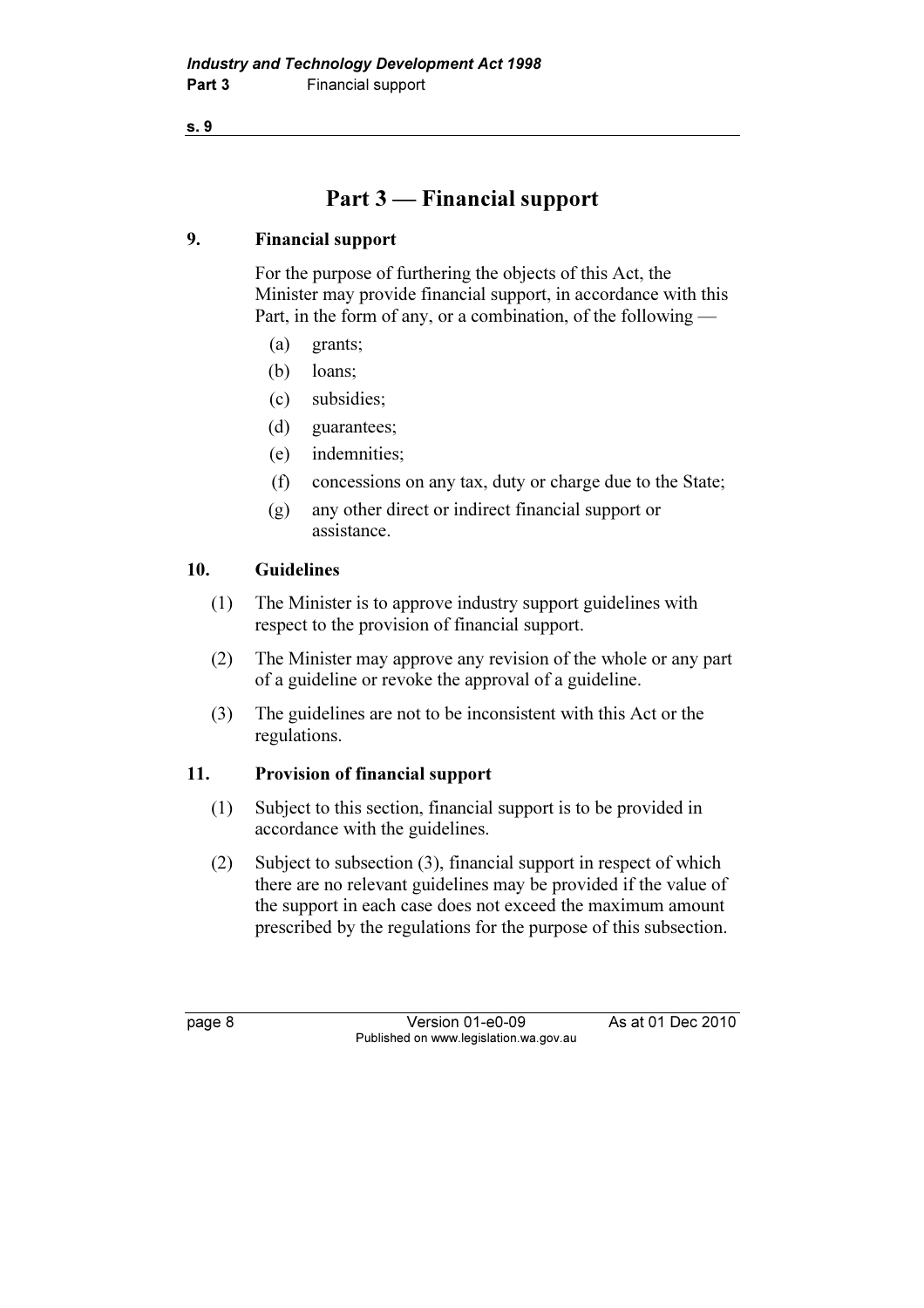# Part 3 — Financial support

## 9. Financial support

For the purpose of furthering the objects of this Act, the Minister may provide financial support, in accordance with this Part, in the form of any, or a combination, of the following —

- (a) grants;
- (b) loans;
- (c) subsidies;
- (d) guarantees;
- (e) indemnities;
- (f) concessions on any tax, duty or charge due to the State;
- (g) any other direct or indirect financial support or assistance.

## 10. Guidelines

(1) The Minister is to approve industry support guidelines with respect to the provision of financial support.

(2) The Minister may approve any revision of the whole or any part of a guideline or revoke the approval of a guideline.

(3) The guidelines are not to be inconsistent with this Act or the regulations.

## 11. Provision of financial support

(1) Subject to this section, financial support is to be provided in accordance with the guidelines.

(2) Subject to subsection (3), financial support in respect of which there are no relevant guidelines may be provided if the value of the support in each case does not exceed the maximum amount prescribed by the regulations for the purpose of this subsection.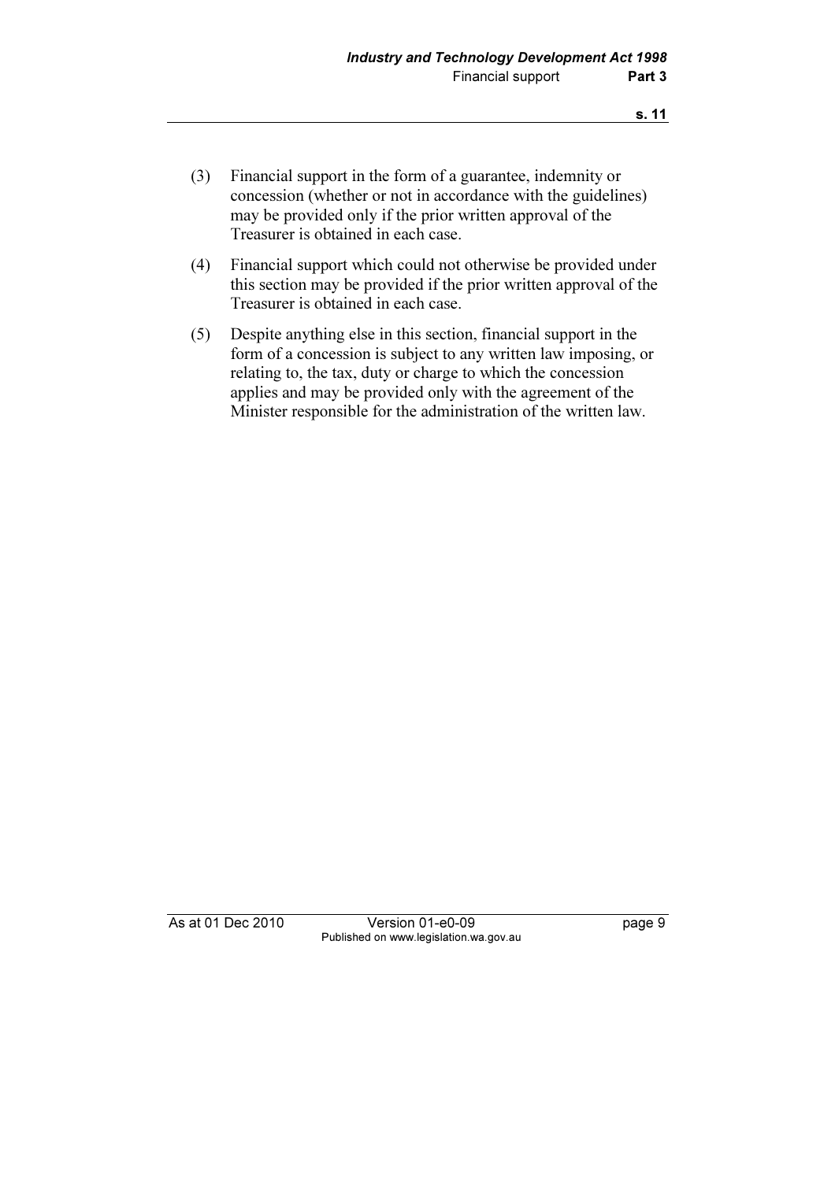(3) Financial support in the form of a guarantee, indemnity or concession (whether or not in accordance with the guidelines) may be provided only if the prior written approval of the Treasurer is obtained in each case.

(4) Financial support which could not otherwise be provided under this section may be provided if the prior written approval of the Treasurer is obtained in each case.

(5) Despite anything else in this section, financial support in the form of a concession is subject to any written law imposing, or relating to, the tax, duty or charge to which the concession applies and may be provided only with the agreement of the Minister responsible for the administration of the written law.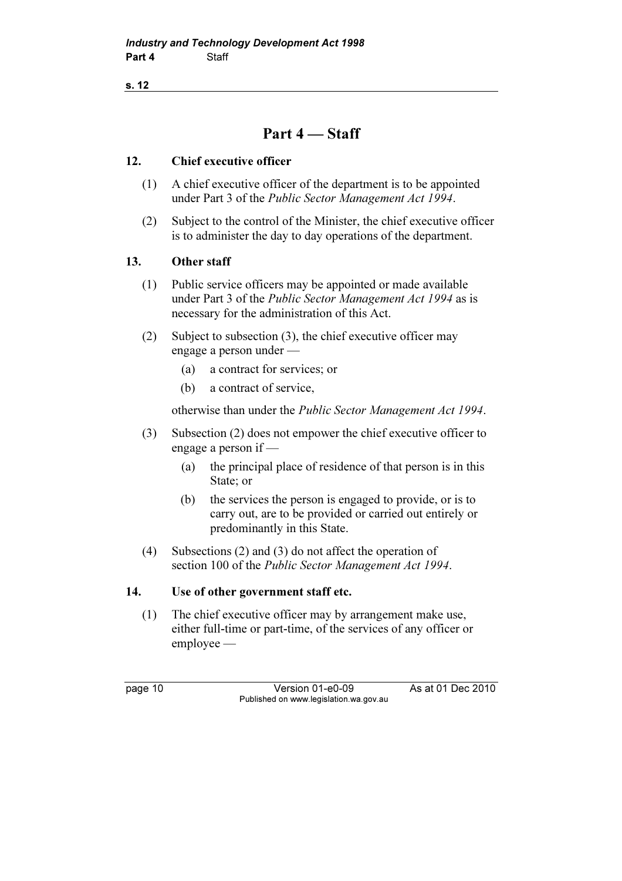# Part 4 — Staff

## 12. Chief executive officer

(1) A chief executive officer of the department is to be appointed under Part 3 of the *Public Sector Management Act 1994*.

(2) Subject to the control of the Minister, the chief executive officer is to administer the day to day operations of the department.

## 13. Other staff

(1) Public service officers may be appointed or made available under Part 3 of the *Public Sector Management Act 1994* as is necessary for the administration of this Act.

(2) Subject to subsection (3), the chief executive officer may engage a person under —

(a) a contract for services; or

(b) a contract of service,

otherwise than under the *Public Sector Management Act 1994*.

(3) Subsection (2) does not empower the chief executive officer to engage a person if —

(a) the principal place of residence of that person is in this State; or

(b) the services the person is engaged to provide, or is to carry out, are to be provided or carried out entirely or predominantly in this State.

(4) Subsections (2) and (3) do not affect the operation of section 100 of the *Public Sector Management Act 1994*.

## 14. Use of other government staff etc.

(1) The chief executive officer may by arrangement make use, either full-time or part-time, of the services of any officer or employee —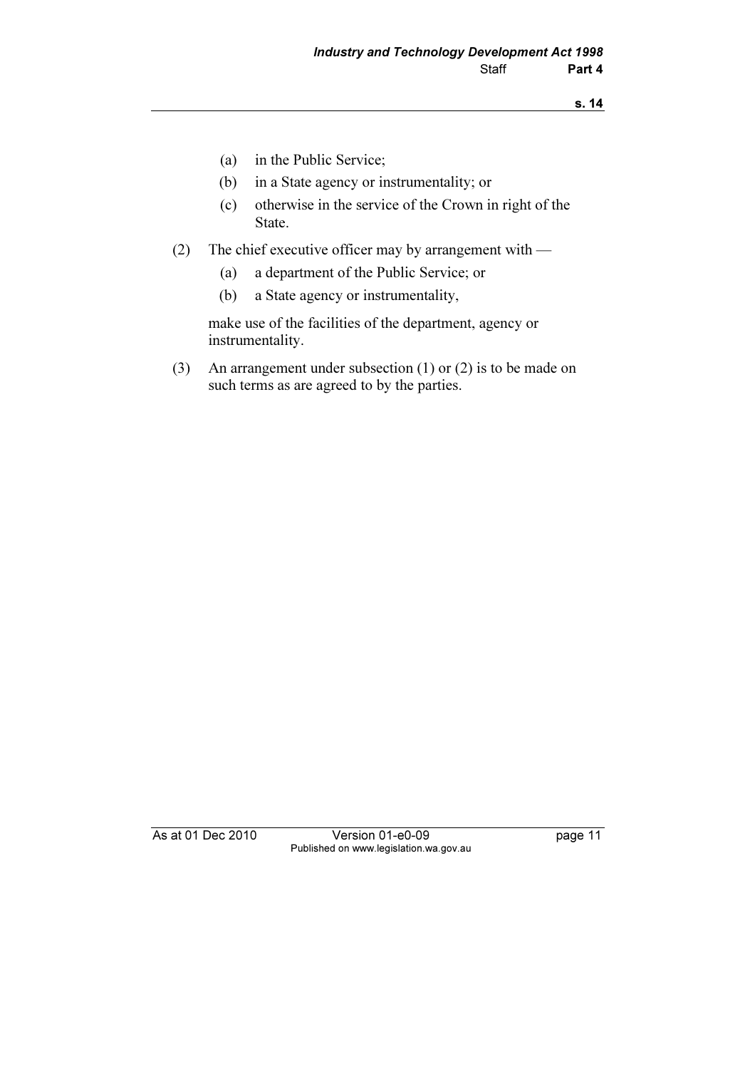(a) in the Public Service;

(b) in a State agency or instrumentality; or

(c) otherwise in the service of the Crown in right of the State.

(2) The chief executive officer may by arrangement with —

(a) a department of the Public Service; or

(b) a State agency or instrumentality,

make use of the facilities of the department, agency or instrumentality.

(3) An arrangement under subsection (1) or (2) is to be made on such terms as are agreed to by the parties.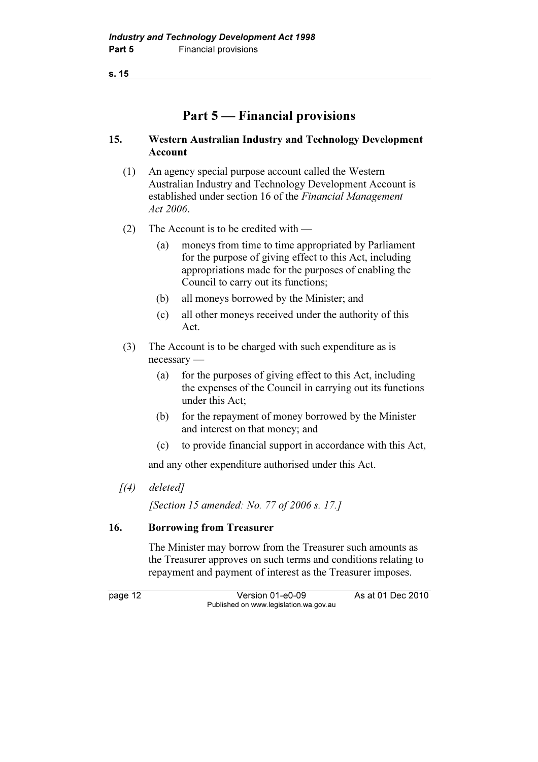# Part 5 — Financial provisions

## 15. Western Australian Industry and Technology Development Account

(1) An agency special purpose account called the Western Australian Industry and Technology Development Account is established under section 16 of the *Financial Management Act 2006*.

(2) The Account is to be credited with —

  (a) moneys from time to time appropriated by Parliament for the purpose of giving effect to this Act, including appropriations made for the purposes of enabling the Council to carry out its functions;

  (b) all moneys borrowed by the Minister; and

  (c) all other moneys received under the authority of this Act.

(3) The Account is to be charged with such expenditure as is necessary —

  (a) for the purposes of giving effect to this Act, including the expenses of the Council in carrying out its functions under this Act;

  (b) for the repayment of money borrowed by the Minister and interest on that money; and

  (c) to provide financial support in accordance with this Act,

and any other expenditure authorised under this Act.

*[(4) deleted]*

*[Section 15 amended: No. 77 of 2006 s. 17.]*

## 16. Borrowing from Treasurer

The Minister may borrow from the Treasurer such amounts as the Treasurer approves on such terms and conditions relating to repayment and payment of interest as the Treasurer imposes.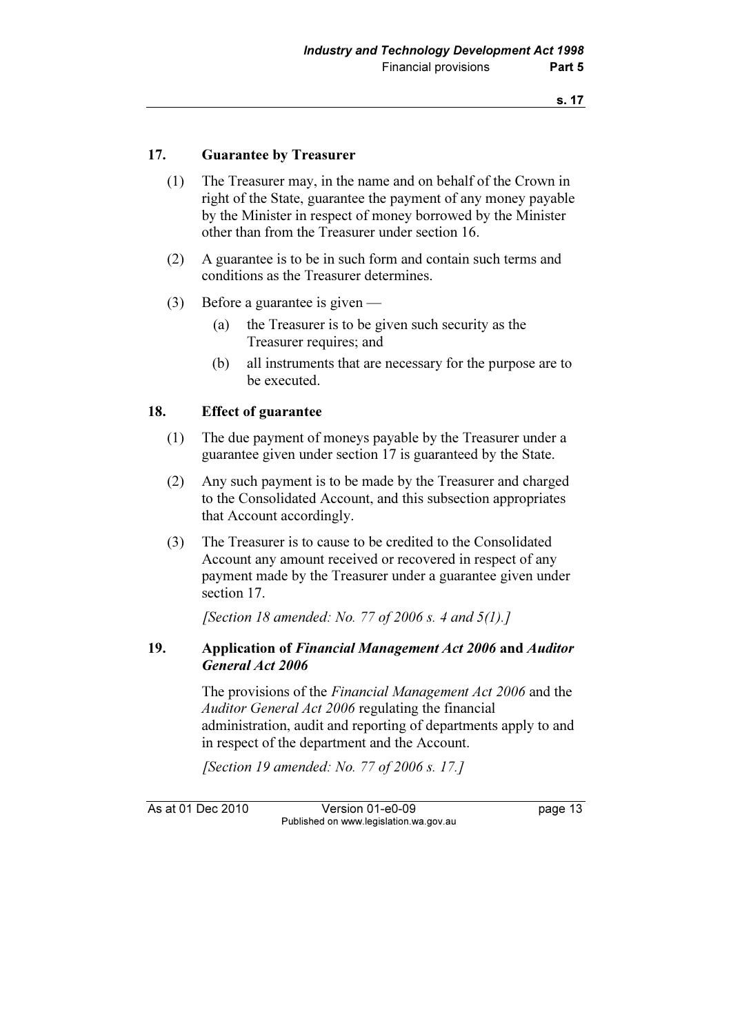### 17. Guarantee by Treasurer

(1) The Treasurer may, in the name and on behalf of the Crown in right of the State, guarantee the payment of any money payable by the Minister in respect of money borrowed by the Minister other than from the Treasurer under section 16.

(2) A guarantee is to be in such form and contain such terms and conditions as the Treasurer determines.

(3) Before a guarantee is given —

(a) the Treasurer is to be given such security as the Treasurer requires; and

(b) all instruments that are necessary for the purpose are to be executed.

### 18. Effect of guarantee

(1) The due payment of moneys payable by the Treasurer under a guarantee given under section 17 is guaranteed by the State.

(2) Any such payment is to be made by the Treasurer and charged to the Consolidated Account, and this subsection appropriates that Account accordingly.

(3) The Treasurer is to cause to be credited to the Consolidated Account any amount received or recovered in respect of any payment made by the Treasurer under a guarantee given under section 17.

*[Section 18 amended: No. 77 of 2006 s. 4 and 5(1).]*

### 19. Application of *Financial Management Act 2006* and *Auditor General Act 2006*

The provisions of the *Financial Management Act 2006* and the *Auditor General Act 2006* regulating the financial administration, audit and reporting of departments apply to and in respect of the department and the Account.

*[Section 19 amended: No. 77 of 2006 s. 17.]*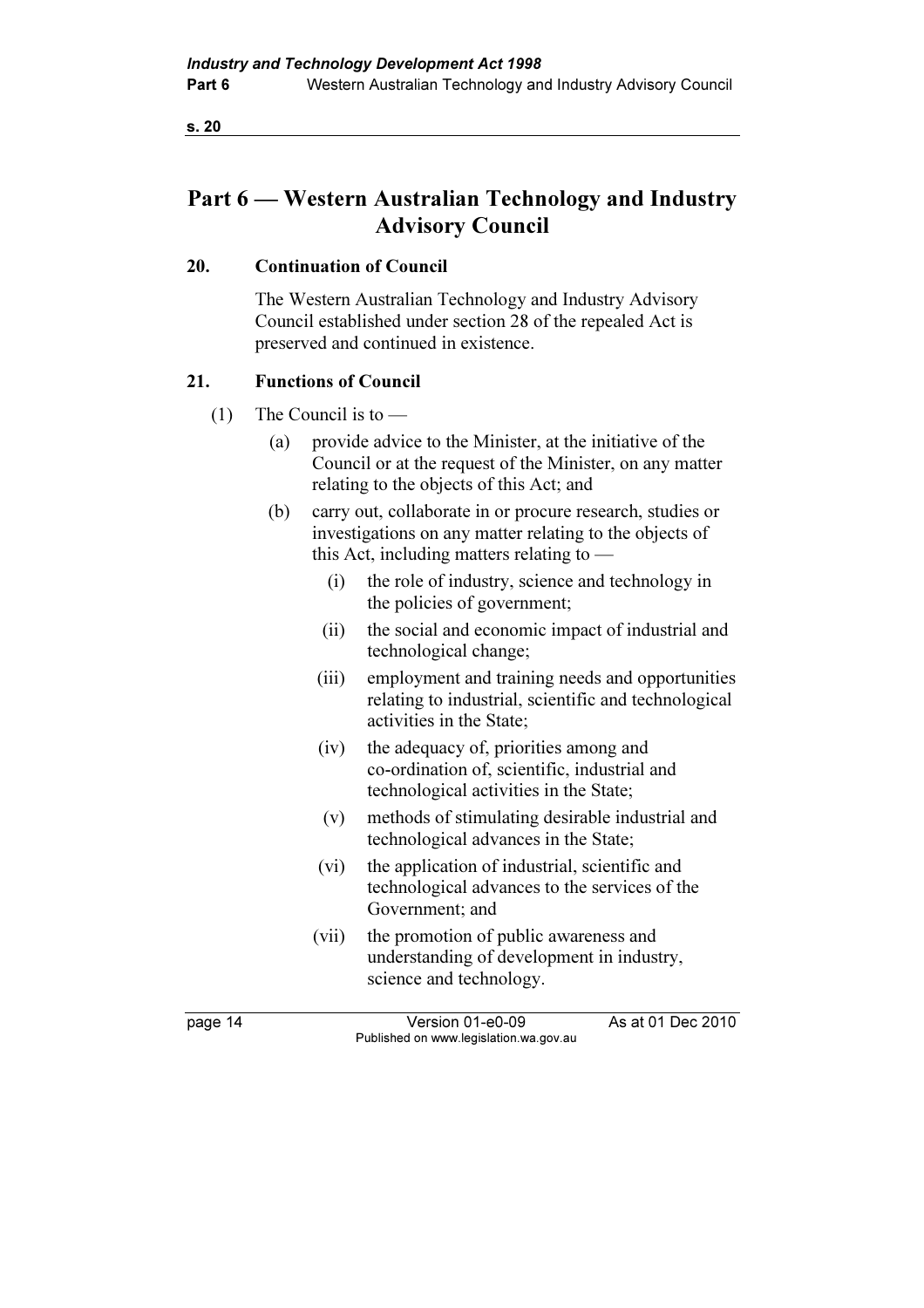# Part 6 — Western Australian Technology and Industry Advisory Council

## 20. Continuation of Council

The Western Australian Technology and Industry Advisory Council established under section 28 of the repealed Act is preserved and continued in existence.

## 21. Functions of Council

(1) The Council is to —

- (a) provide advice to the Minister, at the initiative of the Council or at the request of the Minister, on any matter relating to the objects of this Act; and
- (b) carry out, collaborate in or procure research, studies or investigations on any matter relating to the objects of this Act, including matters relating to —
  - (i) the role of industry, science and technology in the policies of government;
  - (ii) the social and economic impact of industrial and technological change;
  - (iii) employment and training needs and opportunities relating to industrial, scientific and technological activities in the State;
  - (iv) the adequacy of, priorities among and co-ordination of, scientific, industrial and technological activities in the State;
  - (v) methods of stimulating desirable industrial and technological advances in the State;
  - (vi) the application of industrial, scientific and technological advances to the services of the Government; and
  - (vii) the promotion of public awareness and understanding of development in industry, science and technology.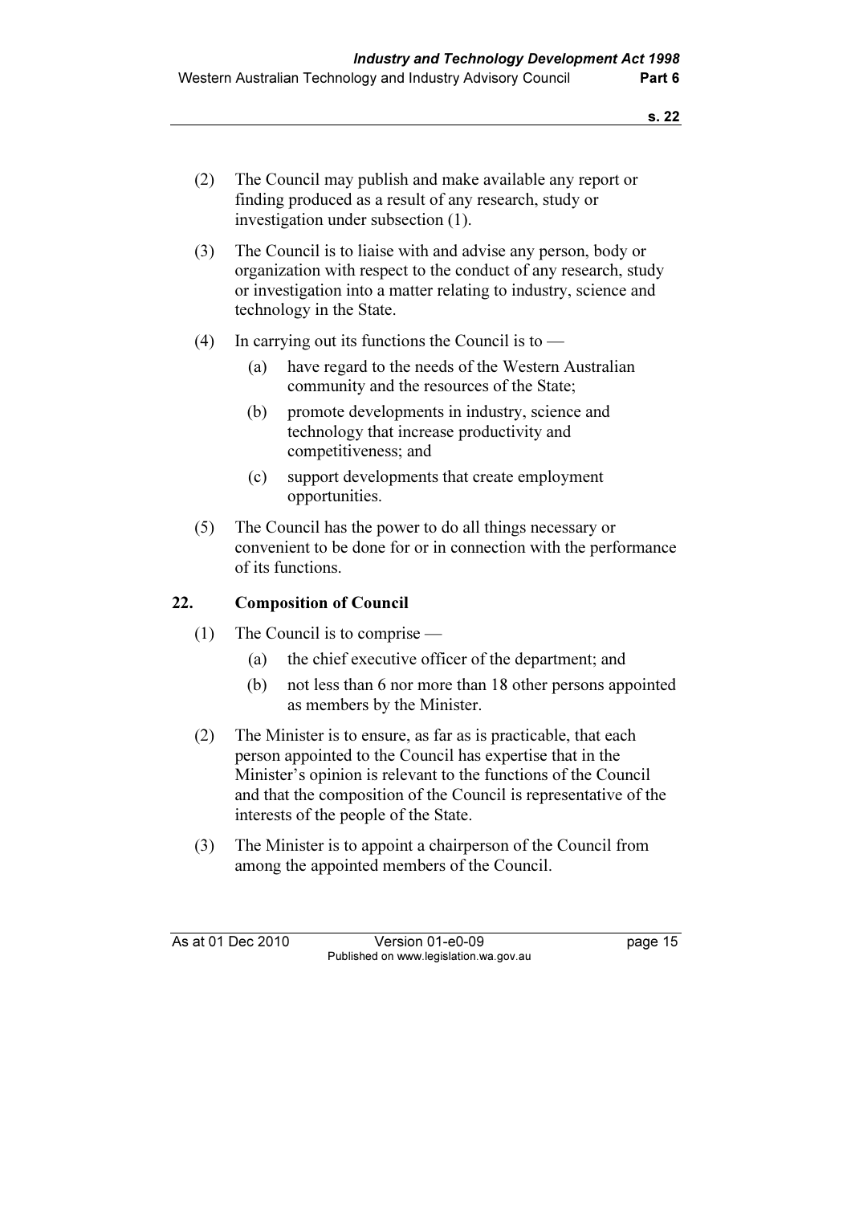(2) The Council may publish and make available any report or finding produced as a result of any research, study or investigation under subsection (1).

(3) The Council is to liaise with and advise any person, body or organization with respect to the conduct of any research, study or investigation into a matter relating to industry, science and technology in the State.

(4) In carrying out its functions the Council is to —

  (a) have regard to the needs of the Western Australian community and the resources of the State;

  (b) promote developments in industry, science and technology that increase productivity and competitiveness; and

  (c) support developments that create employment opportunities.

(5) The Council has the power to do all things necessary or convenient to be done for or in connection with the performance of its functions.

## 22. Composition of Council

(1) The Council is to comprise —

  (a) the chief executive officer of the department; and

  (b) not less than 6 nor more than 18 other persons appointed as members by the Minister.

(2) The Minister is to ensure, as far as is practicable, that each person appointed to the Council has expertise that in the Minister's opinion is relevant to the functions of the Council and that the composition of the Council is representative of the interests of the people of the State.

(3) The Minister is to appoint a chairperson of the Council from among the appointed members of the Council.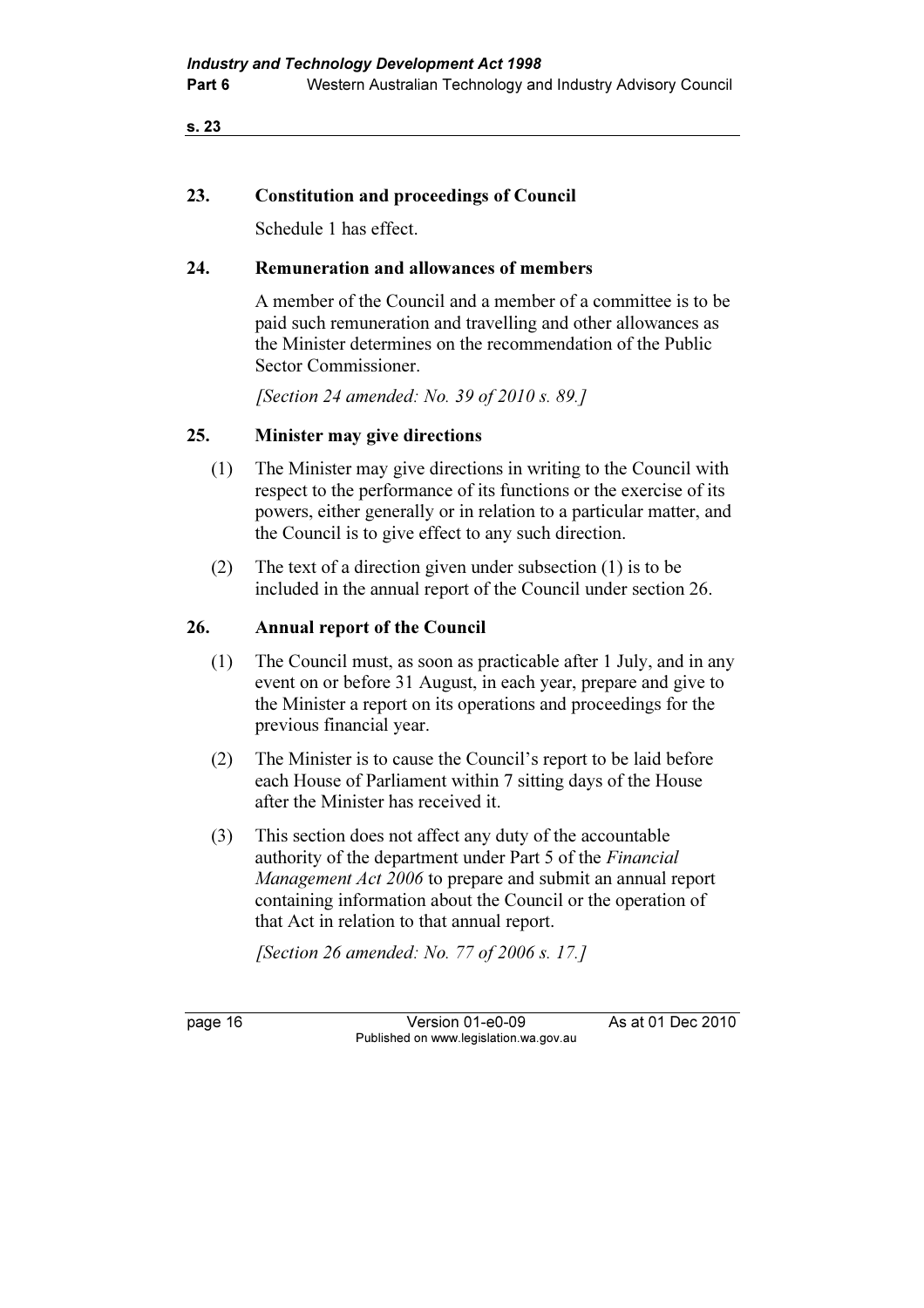## 23. Constitution and proceedings of Council

Schedule 1 has effect.

## 24. Remuneration and allowances of members

A member of the Council and a member of a committee is to be paid such remuneration and travelling and other allowances as the Minister determines on the recommendation of the Public Sector Commissioner.

*[Section 24 amended: No. 39 of 2010 s. 89.]*

## 25. Minister may give directions

(1) The Minister may give directions in writing to the Council with respect to the performance of its functions or the exercise of its powers, either generally or in relation to a particular matter, and the Council is to give effect to any such direction.

(2) The text of a direction given under subsection (1) is to be included in the annual report of the Council under section 26.

## 26. Annual report of the Council

(1) The Council must, as soon as practicable after 1 July, and in any event on or before 31 August, in each year, prepare and give to the Minister a report on its operations and proceedings for the previous financial year.

(2) The Minister is to cause the Council's report to be laid before each House of Parliament within 7 sitting days of the House after the Minister has received it.

(3) This section does not affect any duty of the accountable authority of the department under Part 5 of the *Financial Management Act 2006* to prepare and submit an annual report containing information about the Council or the operation of that Act in relation to that annual report.

*[Section 26 amended: No. 77 of 2006 s. 17.]*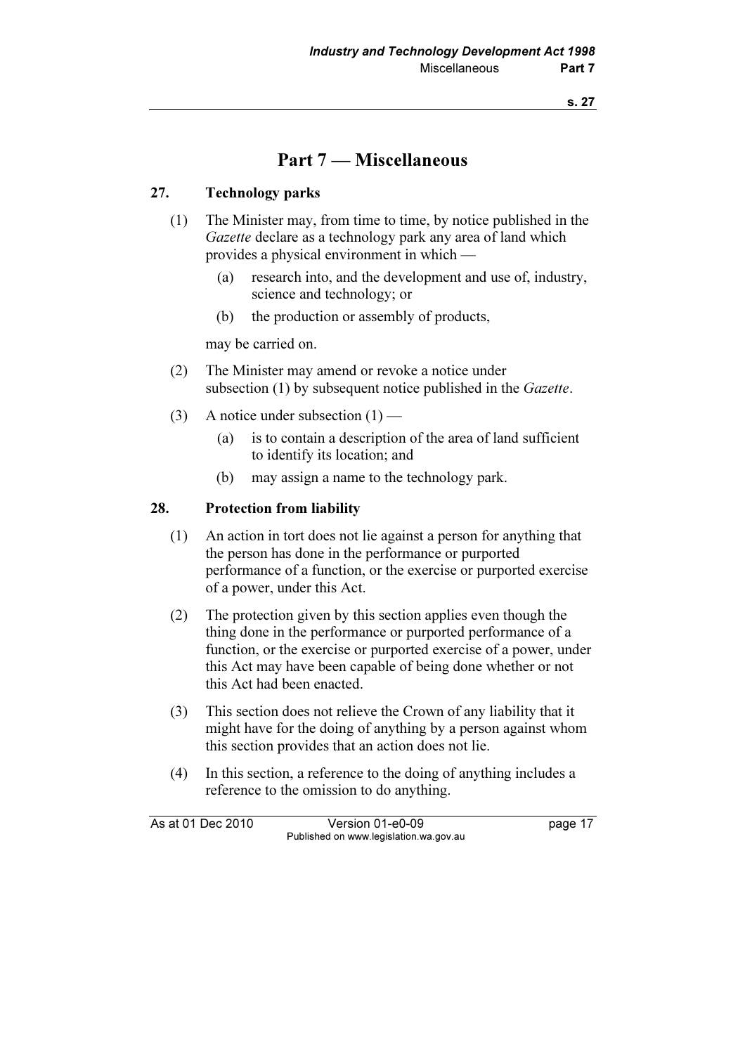# Part 7 — Miscellaneous

## 27. Technology parks

(1) The Minister may, from time to time, by notice published in the *Gazette* declare as a technology park any area of land which provides a physical environment in which —

(a) research into, and the development and use of, industry, science and technology; or

(b) the production or assembly of products,

may be carried on.

(2) The Minister may amend or revoke a notice under subsection (1) by subsequent notice published in the *Gazette*.

(3) A notice under subsection (1) —

(a) is to contain a description of the area of land sufficient to identify its location; and

(b) may assign a name to the technology park.

## 28. Protection from liability

(1) An action in tort does not lie against a person for anything that the person has done in the performance or purported performance of a function, or the exercise or purported exercise of a power, under this Act.

(2) The protection given by this section applies even though the thing done in the performance or purported performance of a function, or the exercise or purported exercise of a power, under this Act may have been capable of being done whether or not this Act had been enacted.

(3) This section does not relieve the Crown of any liability that it might have for the doing of anything by a person against whom this section provides that an action does not lie.

(4) In this section, a reference to the doing of anything includes a reference to the omission to do anything.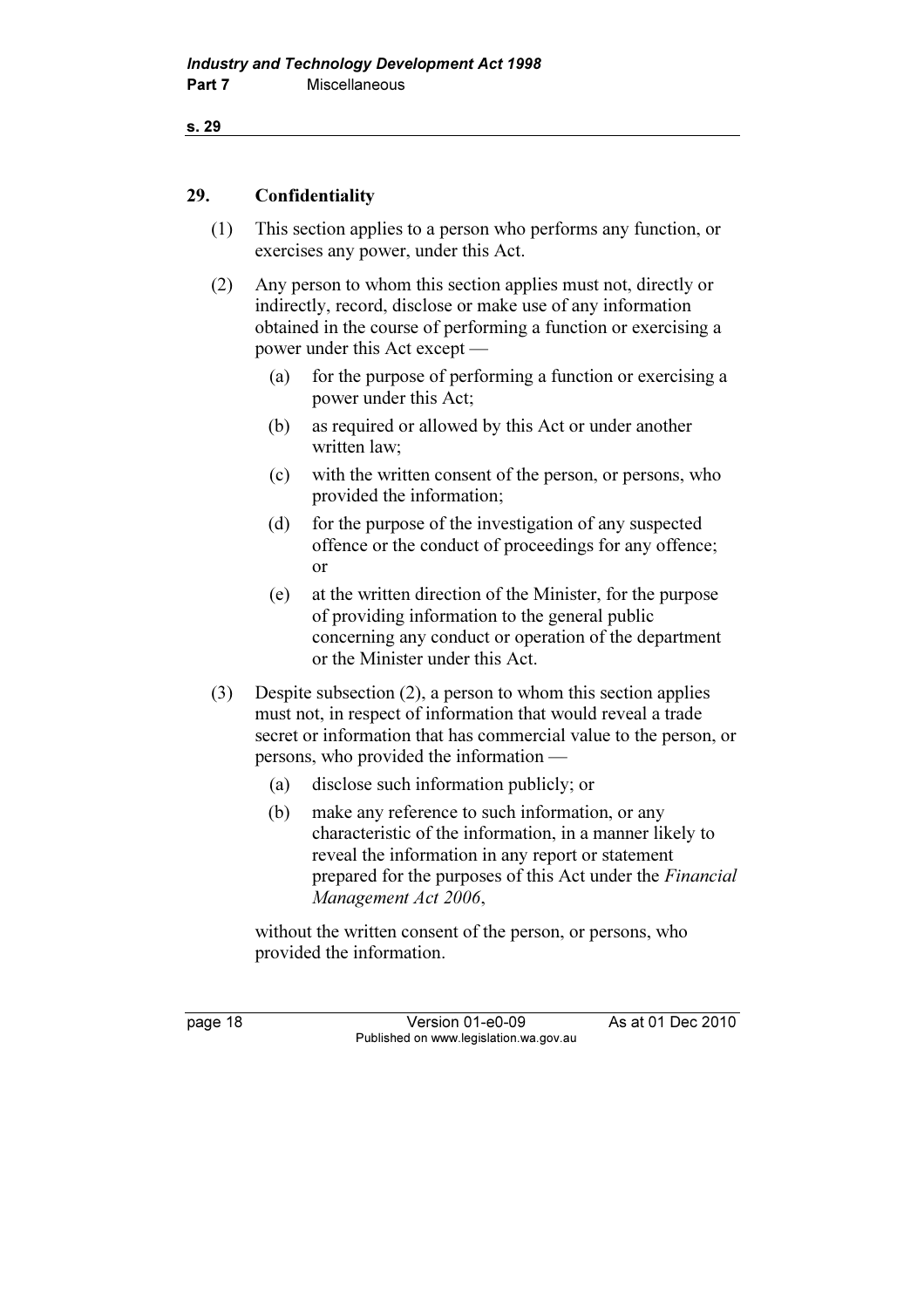## 29. Confidentiality

(1) This section applies to a person who performs any function, or exercises any power, under this Act.

(2) Any person to whom this section applies must not, directly or indirectly, record, disclose or make use of any information obtained in the course of performing a function or exercising a power under this Act except —

- (a) for the purpose of performing a function or exercising a power under this Act;
- (b) as required or allowed by this Act or under another written law;
- (c) with the written consent of the person, or persons, who provided the information;
- (d) for the purpose of the investigation of any suspected offence or the conduct of proceedings for any offence; or
- (e) at the written direction of the Minister, for the purpose of providing information to the general public concerning any conduct or operation of the department or the Minister under this Act.

(3) Despite subsection (2), a person to whom this section applies must not, in respect of information that would reveal a trade secret or information that has commercial value to the person, or persons, who provided the information —

- (a) disclose such information publicly; or
- (b) make any reference to such information, or any characteristic of the information, in a manner likely to reveal the information in any report or statement prepared for the purposes of this Act under the *Financial Management Act 2006*,

without the written consent of the person, or persons, who provided the information.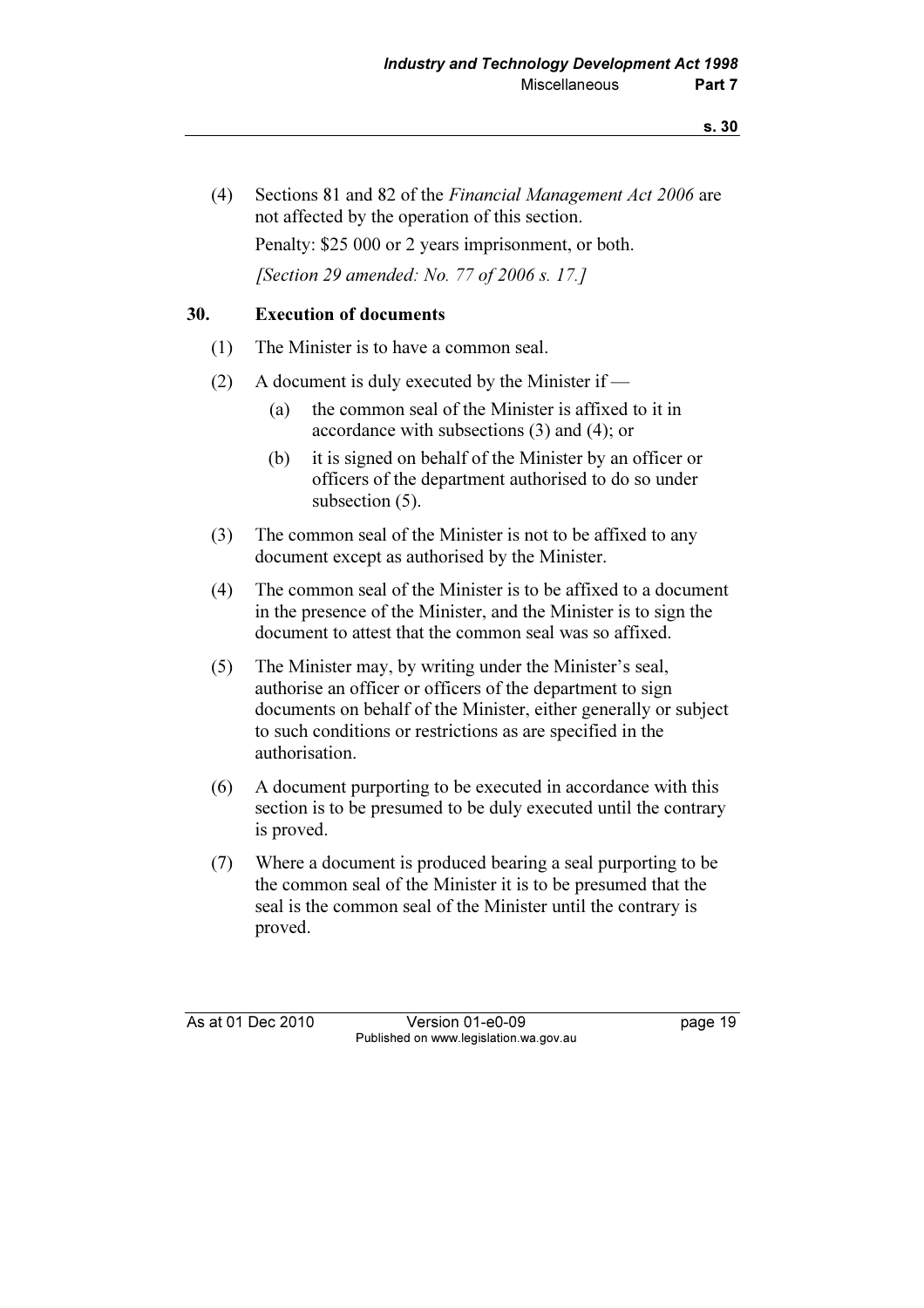(4) Sections 81 and 82 of the *Financial Management Act 2006* are not affected by the operation of this section.

Penalty: $25 000 or 2 years imprisonment, or both.

*[Section 29 amended: No. 77 of 2006 s. 17.]*

### 30. Execution of documents

(1) The Minister is to have a common seal.

(2) A document is duly executed by the Minister if —

  (a) the common seal of the Minister is affixed to it in accordance with subsections (3) and (4); or

  (b) it is signed on behalf of the Minister by an officer or officers of the department authorised to do so under subsection (5).

(3) The common seal of the Minister is not to be affixed to any document except as authorised by the Minister.

(4) The common seal of the Minister is to be affixed to a document in the presence of the Minister, and the Minister is to sign the document to attest that the common seal was so affixed.

(5) The Minister may, by writing under the Minister's seal, authorise an officer or officers of the department to sign documents on behalf of the Minister, either generally or subject to such conditions or restrictions as are specified in the authorisation.

(6) A document purporting to be executed in accordance with this section is to be presumed to be duly executed until the contrary is proved.

(7) Where a document is produced bearing a seal purporting to be the common seal of the Minister it is to be presumed that the seal is the common seal of the Minister until the contrary is proved.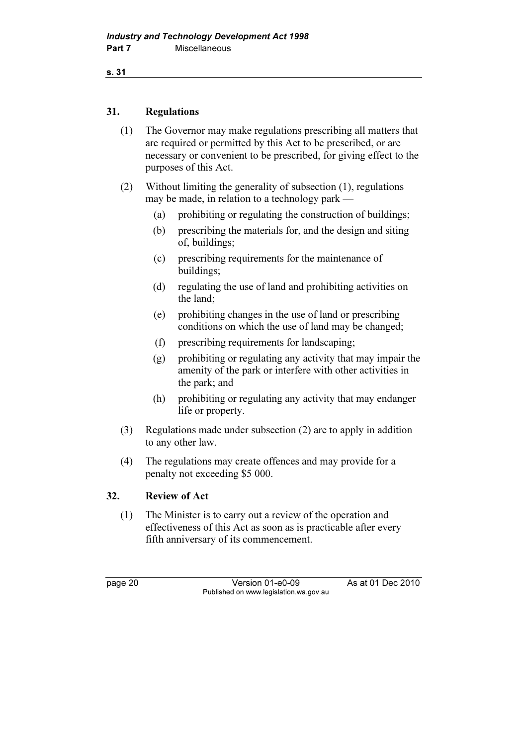## 31. Regulations

(1) The Governor may make regulations prescribing all matters that are required or permitted by this Act to be prescribed, or are necessary or convenient to be prescribed, for giving effect to the purposes of this Act.

(2) Without limiting the generality of subsection (1), regulations may be made, in relation to a technology park —

- (a) prohibiting or regulating the construction of buildings;
- (b) prescribing the materials for, and the design and siting of, buildings;
- (c) prescribing requirements for the maintenance of buildings;
- (d) regulating the use of land and prohibiting activities on the land;
- (e) prohibiting changes in the use of land or prescribing conditions on which the use of land may be changed;
- (f) prescribing requirements for landscaping;
- (g) prohibiting or regulating any activity that may impair the amenity of the park or interfere with other activities in the park; and
- (h) prohibiting or regulating any activity that may endanger life or property.

(3) Regulations made under subsection (2) are to apply in addition to any other law.

(4) The regulations may create offences and may provide for a penalty not exceeding $5 000.

## 32. Review of Act

(1) The Minister is to carry out a review of the operation and effectiveness of this Act as soon as is practicable after every fifth anniversary of its commencement.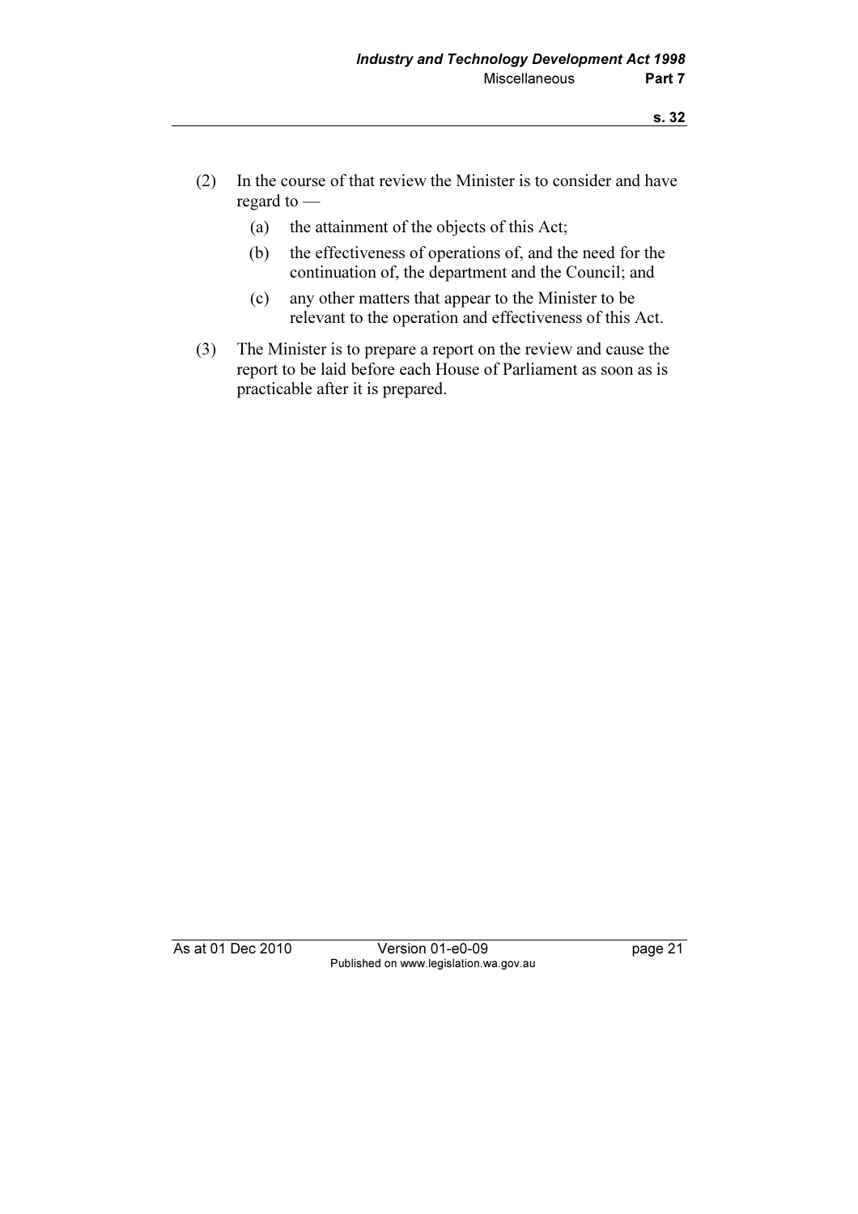(2) In the course of that review the Minister is to consider and have regard to —

   (a) the attainment of the objects of this Act;

   (b) the effectiveness of operations of, and the need for the continuation of, the department and the Council; and

   (c) any other matters that appear to the Minister to be relevant to the operation and effectiveness of this Act.

(3) The Minister is to prepare a report on the review and cause the report to be laid before each House of Parliament as soon as is practicable after it is prepared.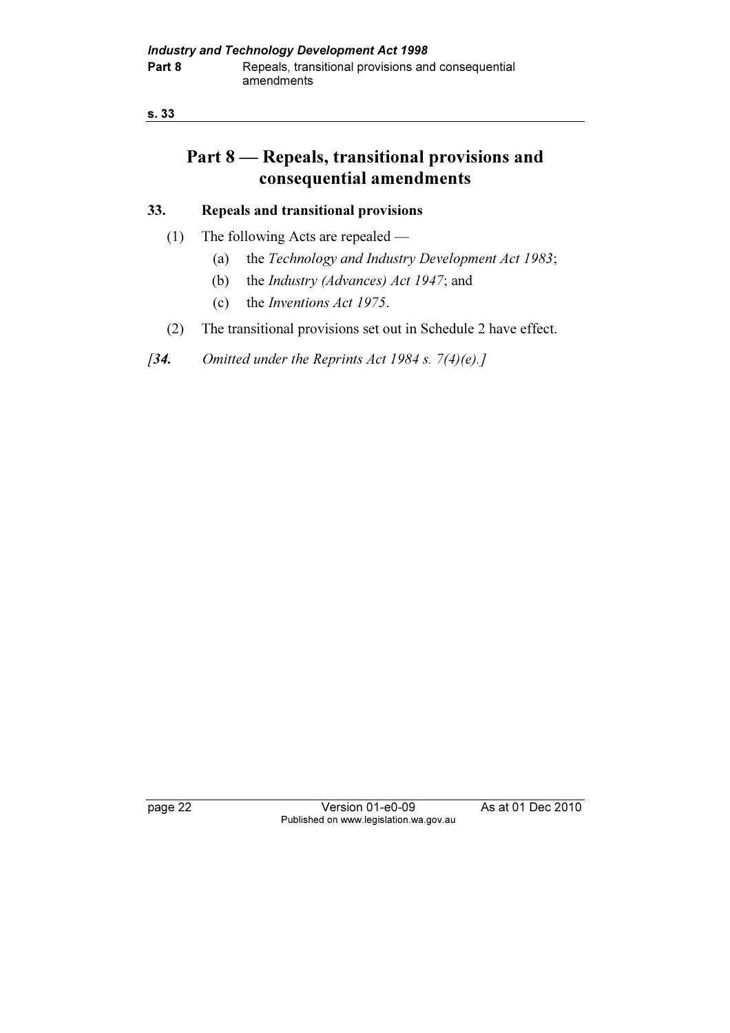# Part 8 — Repeals, transitional provisions and consequential amendments

## 33. Repeals and transitional provisions

(1) The following Acts are repealed —

(a) the *Technology and Industry Development Act 1983*;

(b) the *Industry (Advances) Act 1947*; and

(c) the *Inventions Act 1975*.

(2) The transitional provisions set out in Schedule 2 have effect.

*[**34.** Omitted under the Reprints Act 1984 s. 7(4)(e).]*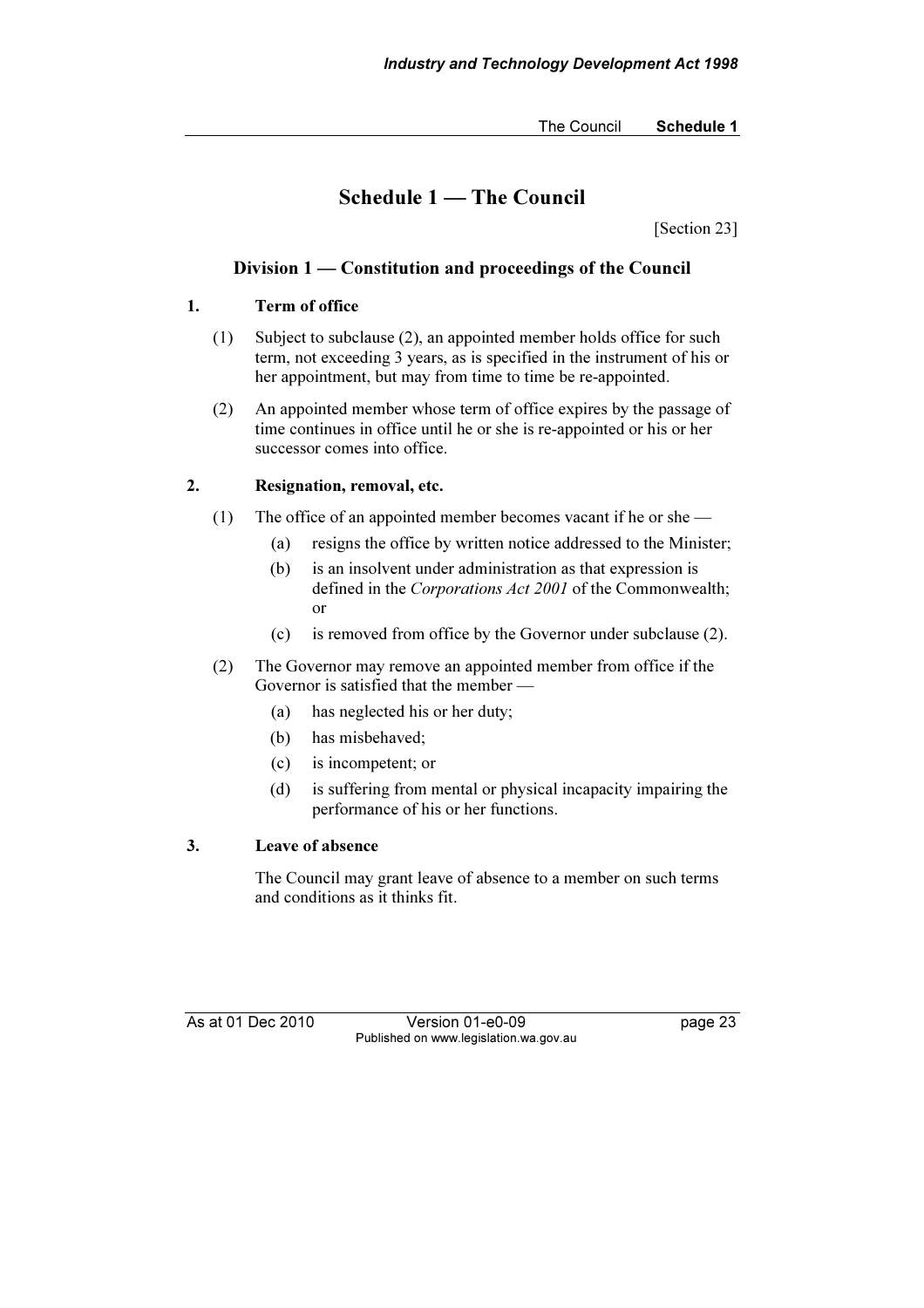# Schedule 1 — The Council

[Section 23]

## Division 1 — Constitution and proceedings of the Council

### 1. Term of office

(1) Subject to subclause (2), an appointed member holds office for such term, not exceeding 3 years, as is specified in the instrument of his or her appointment, but may from time to time be re-appointed.

(2) An appointed member whose term of office expires by the passage of time continues in office until he or she is re-appointed or his or her successor comes into office.

### 2. Resignation, removal, etc.

(1) The office of an appointed member becomes vacant if he or she —

- (a) resigns the office by written notice addressed to the Minister;
- (b) is an insolvent under administration as that expression is defined in the *Corporations Act 2001* of the Commonwealth; or
- (c) is removed from office by the Governor under subclause (2).

(2) The Governor may remove an appointed member from office if the Governor is satisfied that the member —

- (a) has neglected his or her duty;
- (b) has misbehaved;
- (c) is incompetent; or
- (d) is suffering from mental or physical incapacity impairing the performance of his or her functions.

### 3. Leave of absence

The Council may grant leave of absence to a member on such terms and conditions as it thinks fit.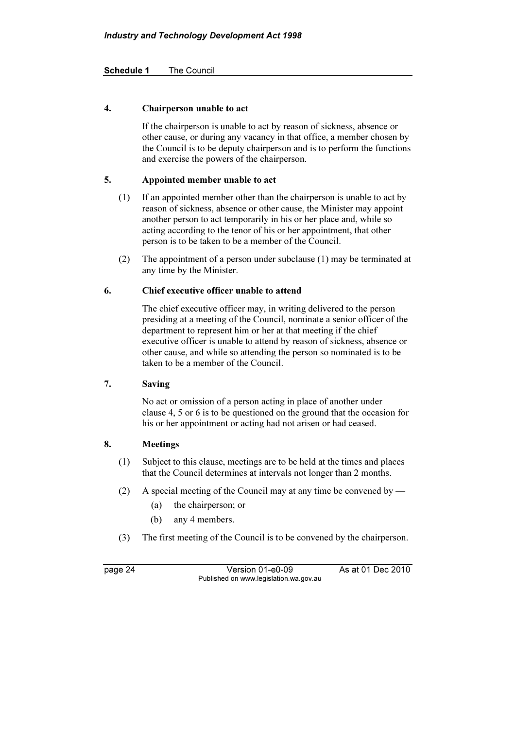#### 4. Chairperson unable to act

If the chairperson is unable to act by reason of sickness, absence or other cause, or during any vacancy in that office, a member chosen by the Council is to be deputy chairperson and is to perform the functions and exercise the powers of the chairperson.

#### 5. Appointed member unable to act

(1) If an appointed member other than the chairperson is unable to act by reason of sickness, absence or other cause, the Minister may appoint another person to act temporarily in his or her place and, while so acting according to the tenor of his or her appointment, that other person is to be taken to be a member of the Council.

(2) The appointment of a person under subclause (1) may be terminated at any time by the Minister.

#### 6. Chief executive officer unable to attend

The chief executive officer may, in writing delivered to the person presiding at a meeting of the Council, nominate a senior officer of the department to represent him or her at that meeting if the chief executive officer is unable to attend by reason of sickness, absence or other cause, and while so attending the person so nominated is to be taken to be a member of the Council.

#### 7. Saving

No act or omission of a person acting in place of another under clause 4, 5 or 6 is to be questioned on the ground that the occasion for his or her appointment or acting had not arisen or had ceased.

#### 8. Meetings

(1) Subject to this clause, meetings are to be held at the times and places that the Council determines at intervals not longer than 2 months.

(2) A special meeting of the Council may at any time be convened by —

- (a) the chairperson; or
- (b) any 4 members.

(3) The first meeting of the Council is to be convened by the chairperson.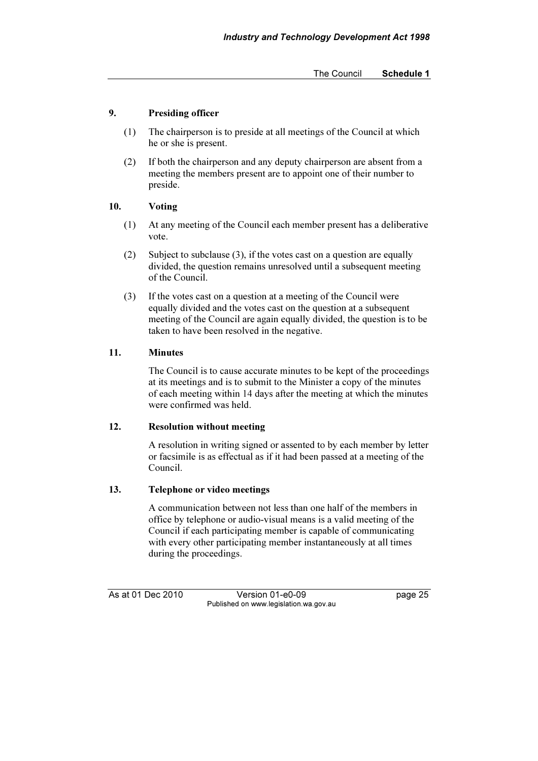**9. Presiding officer**

(1) The chairperson is to preside at all meetings of the Council at which he or she is present.

(2) If both the chairperson and any deputy chairperson are absent from a meeting the members present are to appoint one of their number to preside.

**10. Voting**

(1) At any meeting of the Council each member present has a deliberative vote.

(2) Subject to subclause (3), if the votes cast on a question are equally divided, the question remains unresolved until a subsequent meeting of the Council.

(3) If the votes cast on a question at a meeting of the Council were equally divided and the votes cast on the question at a subsequent meeting of the Council are again equally divided, the question is to be taken to have been resolved in the negative.

**11. Minutes**

The Council is to cause accurate minutes to be kept of the proceedings at its meetings and is to submit to the Minister a copy of the minutes of each meeting within 14 days after the meeting at which the minutes were confirmed was held.

**12. Resolution without meeting**

A resolution in writing signed or assented to by each member by letter or facsimile is as effectual as if it had been passed at a meeting of the Council.

**13. Telephone or video meetings**

A communication between not less than one half of the members in office by telephone or audio-visual means is a valid meeting of the Council if each participating member is capable of communicating with every other participating member instantaneously at all times during the proceedings.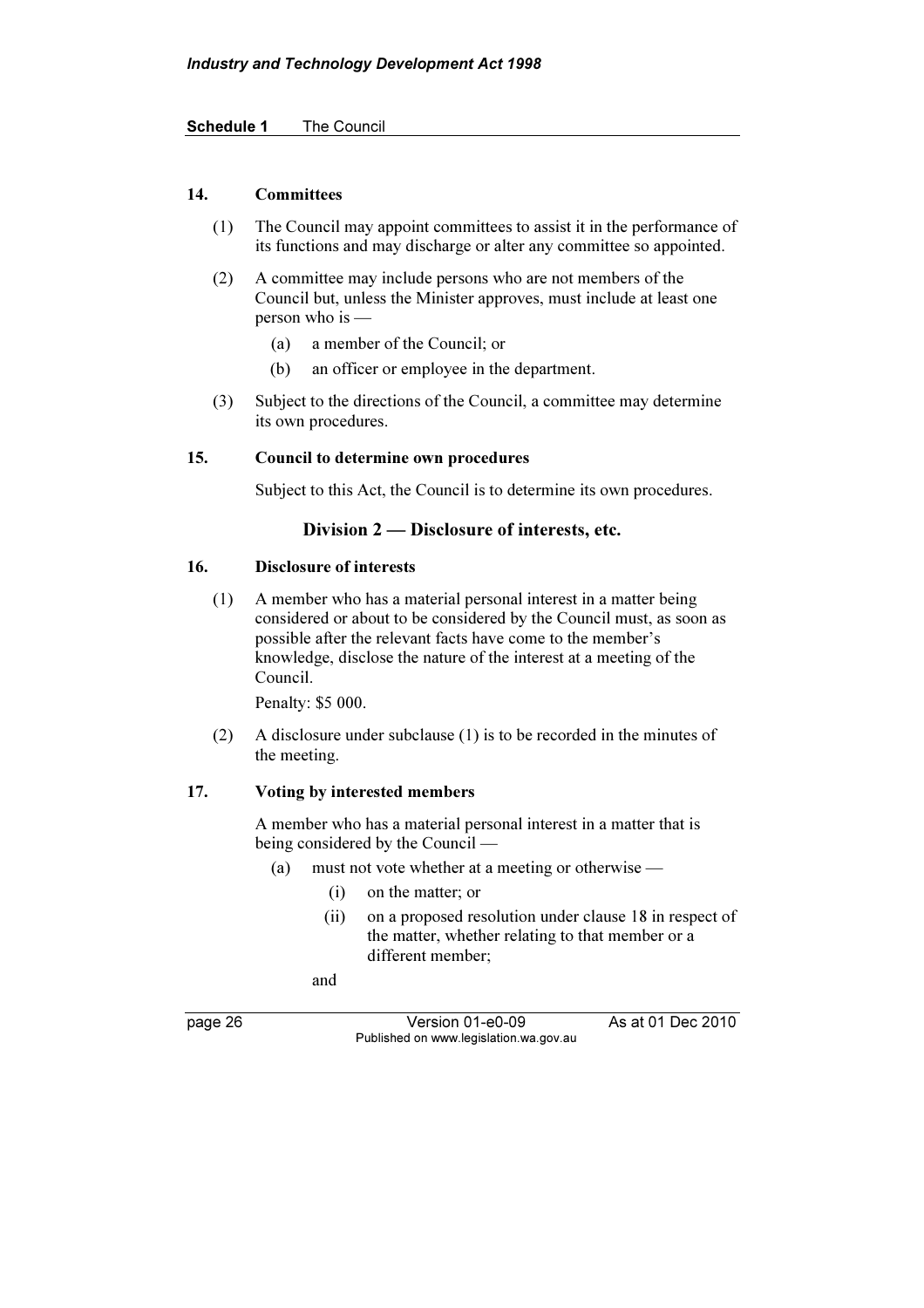#### 14. Committees

(1) The Council may appoint committees to assist it in the performance of its functions and may discharge or alter any committee so appointed.

(2) A committee may include persons who are not members of the Council but, unless the Minister approves, must include at least one person who is —

- (a) a member of the Council; or
- (b) an officer or employee in the department.

(3) Subject to the directions of the Council, a committee may determine its own procedures.

#### 15. Council to determine own procedures

Subject to this Act, the Council is to determine its own procedures.

### Division 2 — Disclosure of interests, etc.

#### 16. Disclosure of interests

(1) A member who has a material personal interest in a matter being considered or about to be considered by the Council must, as soon as possible after the relevant facts have come to the member's knowledge, disclose the nature of the interest at a meeting of the Council.

Penalty: $5 000.

(2) A disclosure under subclause (1) is to be recorded in the minutes of the meeting.

#### 17. Voting by interested members

A member who has a material personal interest in a matter that is being considered by the Council —

- (a) must not vote whether at a meeting or otherwise —
  - (i) on the matter; or
  - (ii) on a proposed resolution under clause 18 in respect of the matter, whether relating to that member or a different member;

  and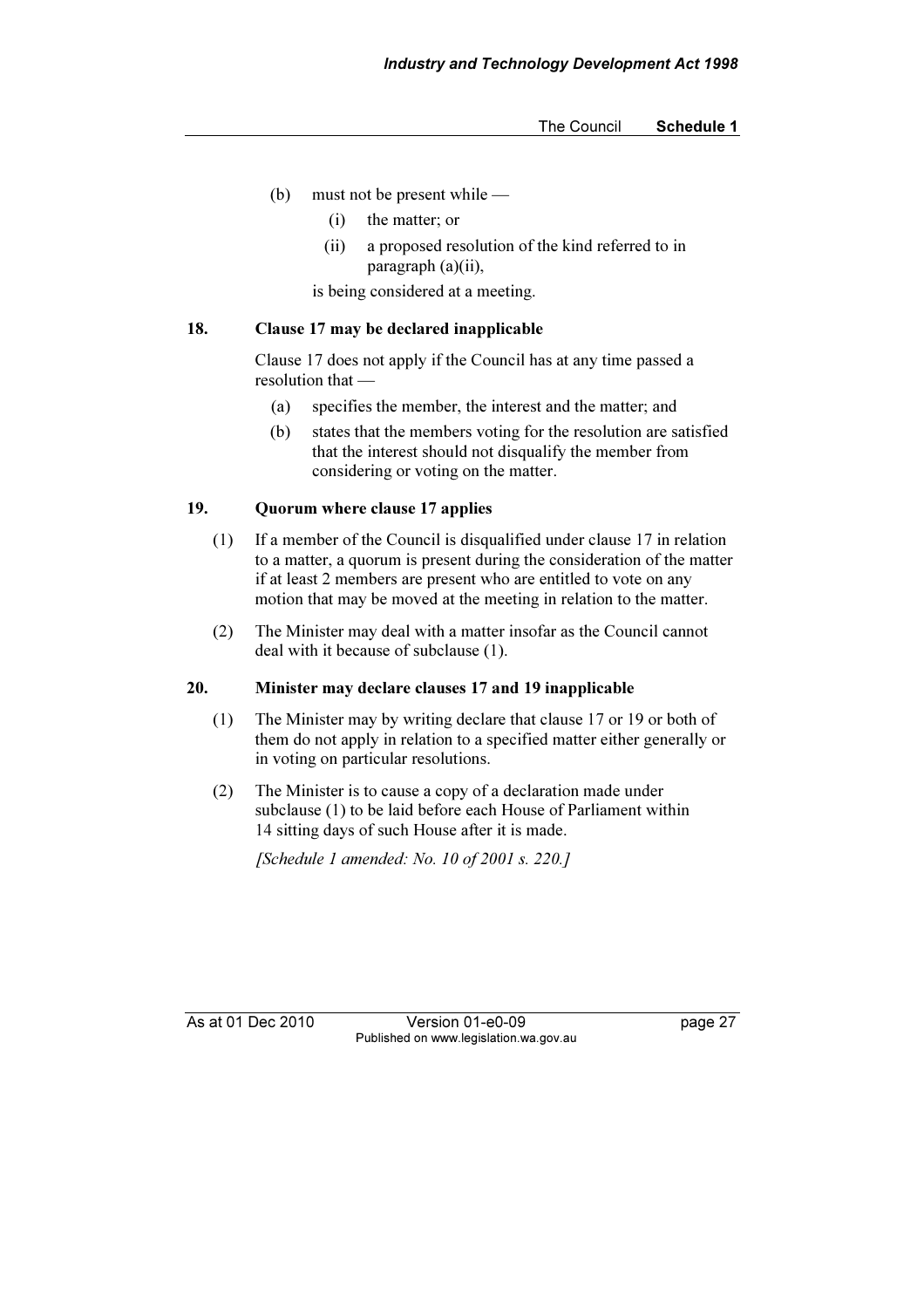(b) must not be present while —

  (i) the matter; or

  (ii) a proposed resolution of the kind referred to in paragraph (a)(ii),

is being considered at a meeting.

### 18. Clause 17 may be declared inapplicable

Clause 17 does not apply if the Council has at any time passed a resolution that —

(a) specifies the member, the interest and the matter; and

(b) states that the members voting for the resolution are satisfied that the interest should not disqualify the member from considering or voting on the matter.

### 19. Quorum where clause 17 applies

(1) If a member of the Council is disqualified under clause 17 in relation to a matter, a quorum is present during the consideration of the matter if at least 2 members are present who are entitled to vote on any motion that may be moved at the meeting in relation to the matter.

(2) The Minister may deal with a matter insofar as the Council cannot deal with it because of subclause (1).

### 20. Minister may declare clauses 17 and 19 inapplicable

(1) The Minister may by writing declare that clause 17 or 19 or both of them do not apply in relation to a specified matter either generally or in voting on particular resolutions.

(2) The Minister is to cause a copy of a declaration made under subclause (1) to be laid before each House of Parliament within 14 sitting days of such House after it is made.

*[Schedule 1 amended: No. 10 of 2001 s. 220.]*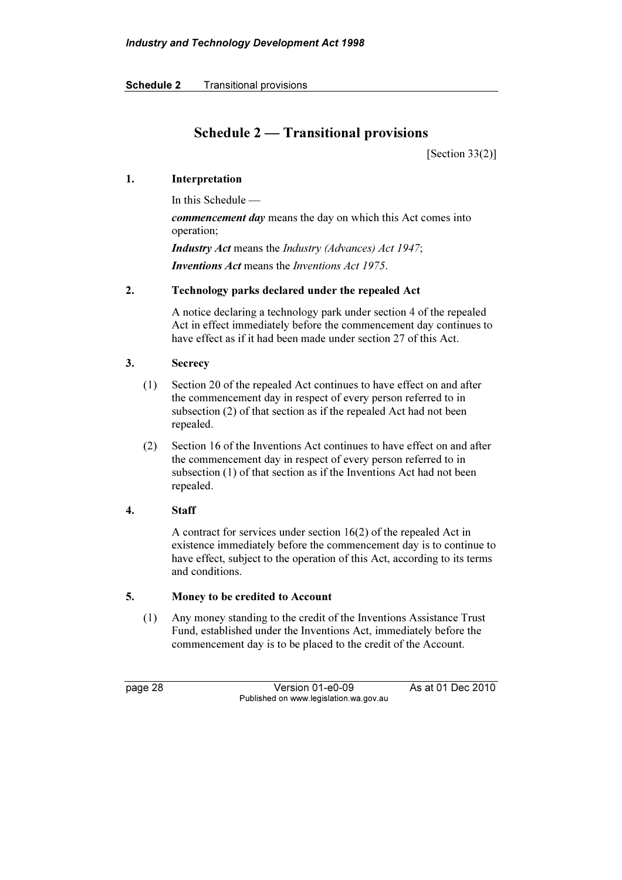# Schedule 2 — Transitional provisions

[Section 33(2)]

**1. Interpretation**

In this Schedule —

***commencement day*** means the day on which this Act comes into operation;

***Industry Act*** means the *Industry (Advances) Act 1947*;

***Inventions Act*** means the *Inventions Act 1975*.

**2. Technology parks declared under the repealed Act**

A notice declaring a technology park under section 4 of the repealed Act in effect immediately before the commencement day continues to have effect as if it had been made under section 27 of this Act.

**3. Secrecy**

(1) Section 20 of the repealed Act continues to have effect on and after the commencement day in respect of every person referred to in subsection (2) of that section as if the repealed Act had not been repealed.

(2) Section 16 of the Inventions Act continues to have effect on and after the commencement day in respect of every person referred to in subsection (1) of that section as if the Inventions Act had not been repealed.

**4. Staff**

A contract for services under section 16(2) of the repealed Act in existence immediately before the commencement day is to continue to have effect, subject to the operation of this Act, according to its terms and conditions.

**5. Money to be credited to Account**

(1) Any money standing to the credit of the Inventions Assistance Trust Fund, established under the Inventions Act, immediately before the commencement day is to be placed to the credit of the Account.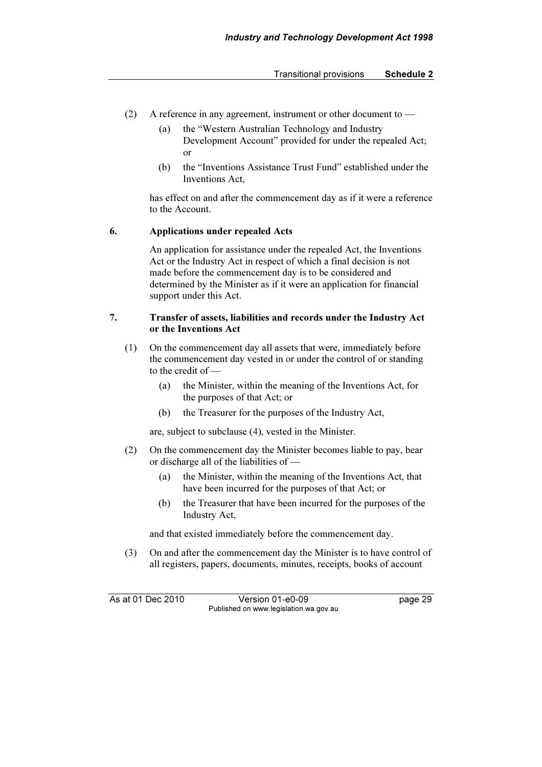(2) A reference in any agreement, instrument or other document to —

(a) the "Western Australian Technology and Industry Development Account" provided for under the repealed Act; or

(b) the "Inventions Assistance Trust Fund" established under the Inventions Act,

has effect on and after the commencement day as if it were a reference to the Account.

**6. Applications under repealed Acts**

An application for assistance under the repealed Act, the Inventions Act or the Industry Act in respect of which a final decision is not made before the commencement day is to be considered and determined by the Minister as if it were an application for financial support under this Act.

**7. Transfer of assets, liabilities and records under the Industry Act or the Inventions Act**

(1) On the commencement day all assets that were, immediately before the commencement day vested in or under the control of or standing to the credit of —

(a) the Minister, within the meaning of the Inventions Act, for the purposes of that Act; or

(b) the Treasurer for the purposes of the Industry Act,

are, subject to subclause (4), vested in the Minister.

(2) On the commencement day the Minister becomes liable to pay, bear or discharge all of the liabilities of —

(a) the Minister, within the meaning of the Inventions Act, that have been incurred for the purposes of that Act; or

(b) the Treasurer that have been incurred for the purposes of the Industry Act,

and that existed immediately before the commencement day.

(3) On and after the commencement day the Minister is to have control of all registers, papers, documents, minutes, receipts, books of account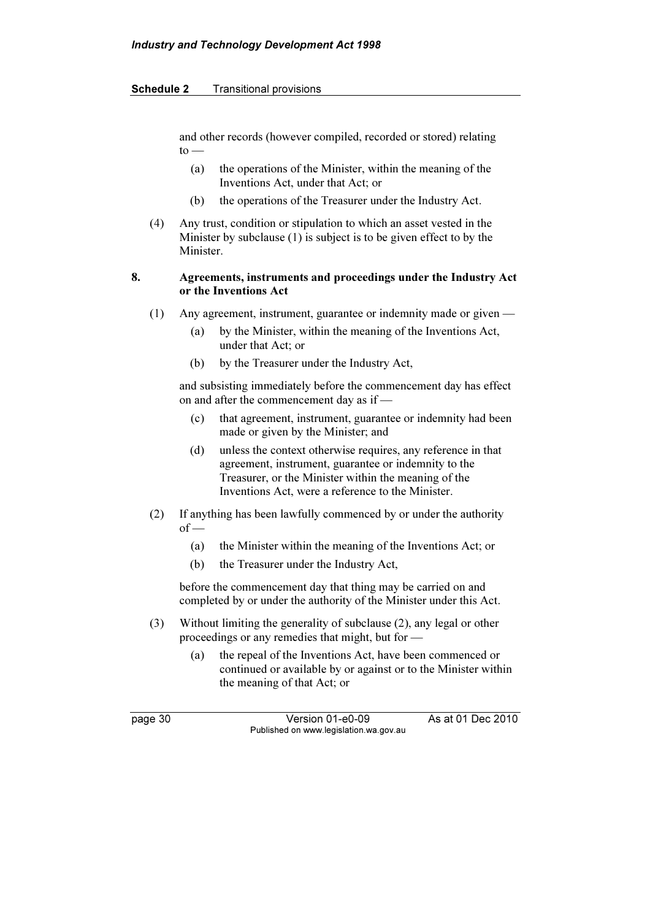and other records (however compiled, recorded or stored) relating to —

(a) the operations of the Minister, within the meaning of the Inventions Act, under that Act; or

(b) the operations of the Treasurer under the Industry Act.

(4) Any trust, condition or stipulation to which an asset vested in the Minister by subclause (1) is subject is to be given effect to by the Minister.

**8. Agreements, instruments and proceedings under the Industry Act or the Inventions Act**

(1) Any agreement, instrument, guarantee or indemnity made or given —

(a) by the Minister, within the meaning of the Inventions Act, under that Act; or

(b) by the Treasurer under the Industry Act,

and subsisting immediately before the commencement day has effect on and after the commencement day as if —

(c) that agreement, instrument, guarantee or indemnity had been made or given by the Minister; and

(d) unless the context otherwise requires, any reference in that agreement, instrument, guarantee or indemnity to the Treasurer, or the Minister within the meaning of the Inventions Act, were a reference to the Minister.

(2) If anything has been lawfully commenced by or under the authority of —

(a) the Minister within the meaning of the Inventions Act; or

(b) the Treasurer under the Industry Act,

before the commencement day that thing may be carried on and completed by or under the authority of the Minister under this Act.

(3) Without limiting the generality of subclause (2), any legal or other proceedings or any remedies that might, but for —

(a) the repeal of the Inventions Act, have been commenced or continued or available by or against or to the Minister within the meaning of that Act; or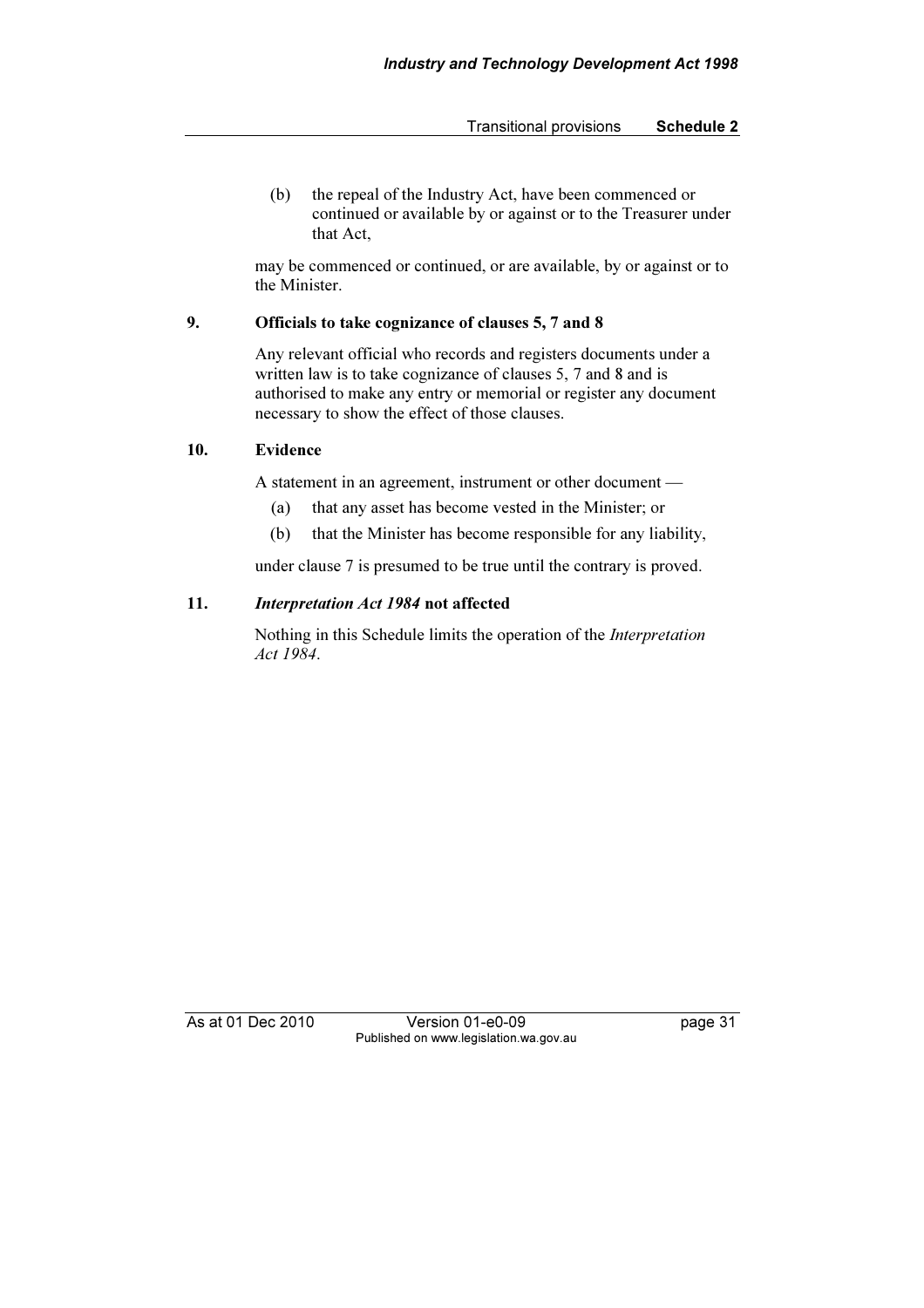(b) the repeal of the Industry Act, have been commenced or continued or available by or against or to the Treasurer under that Act,

may be commenced or continued, or are available, by or against or to the Minister.

### 9. Officials to take cognizance of clauses 5, 7 and 8

Any relevant official who records and registers documents under a written law is to take cognizance of clauses 5, 7 and 8 and is authorised to make any entry or memorial or register any document necessary to show the effect of those clauses.

### 10. Evidence

A statement in an agreement, instrument or other document —

(a) that any asset has become vested in the Minister; or

(b) that the Minister has become responsible for any liability,

under clause 7 is presumed to be true until the contrary is proved.

### 11. *Interpretation Act 1984* not affected

Nothing in this Schedule limits the operation of the *Interpretation Act 1984*.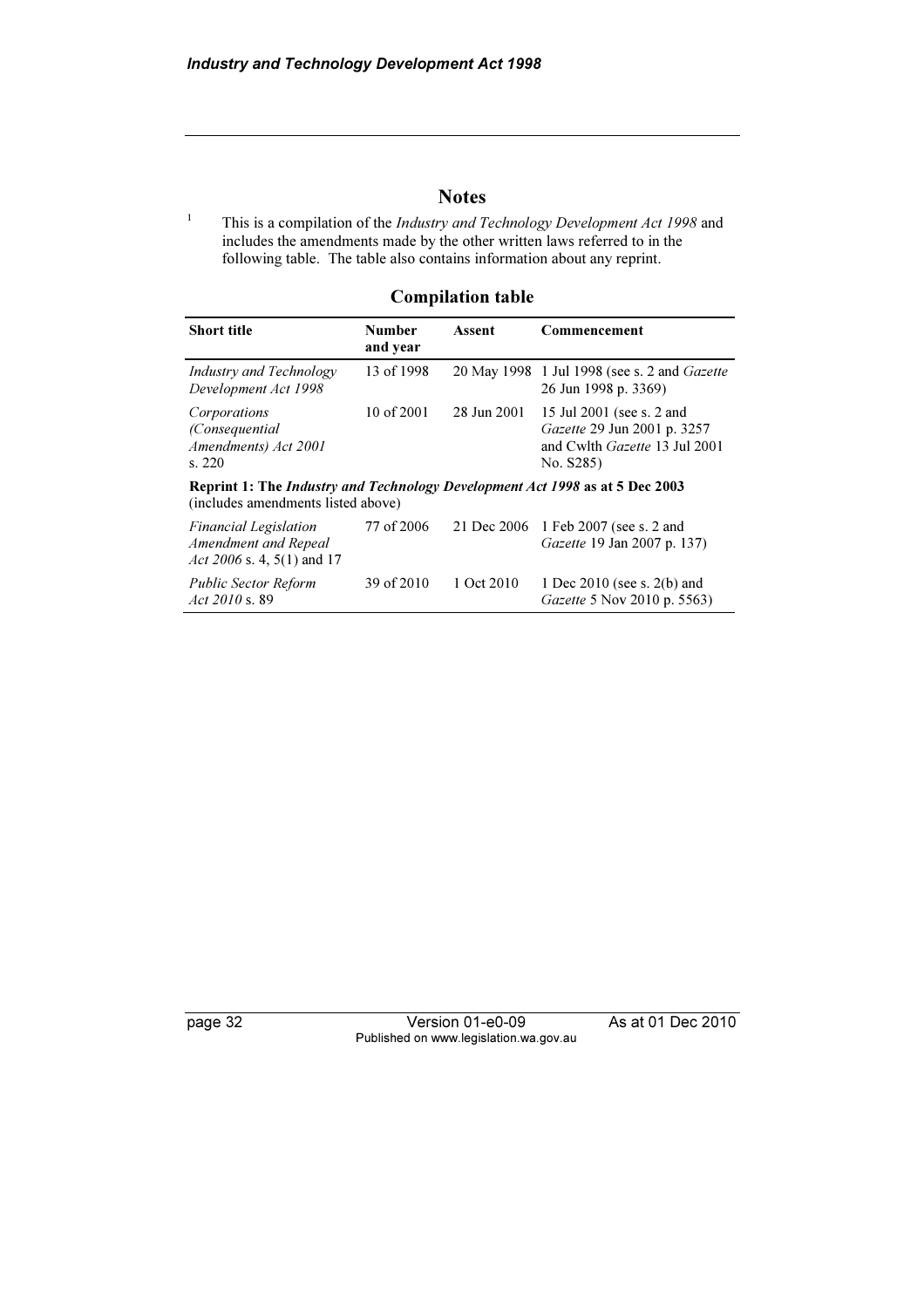## Notes

[1] This is a compilation of the *Industry and Technology Development Act 1998* and includes the amendments made by the other written laws referred to in the following table. The table also contains information about any reprint.

### Compilation table

| Short title | Number and year | Assent | Commencement |
|---|---|---|---|
| *Industry and Technology Development Act 1998* | 13 of 1998 | 20 May 1998 | 1 Jul 1998 (see s. 2 and *Gazette* 26 Jun 1998 p. 3369) |
| *Corporations (Consequential Amendments) Act 2001* s. 220 | 10 of 2001 | 28 Jun 2001 | 15 Jul 2001 (see s. 2 and *Gazette* 29 Jun 2001 p. 3257 and Cwlth *Gazette* 13 Jul 2001 No. S285) |
| **Reprint 1: The *Industry and Technology Development Act 1998* as at 5 Dec 2003** (includes amendments listed above) | | | |
| *Financial Legislation Amendment and Repeal Act 2006* s. 4, 5(1) and 17 | 77 of 2006 | 21 Dec 2006 | 1 Feb 2007 (see s. 2 and *Gazette* 19 Jan 2007 p. 137) |
| *Public Sector Reform Act 2010* s. 89 | 39 of 2010 | 1 Oct 2010 | 1 Dec 2010 (see s. 2(b) and *Gazette* 5 Nov 2010 p. 5563) |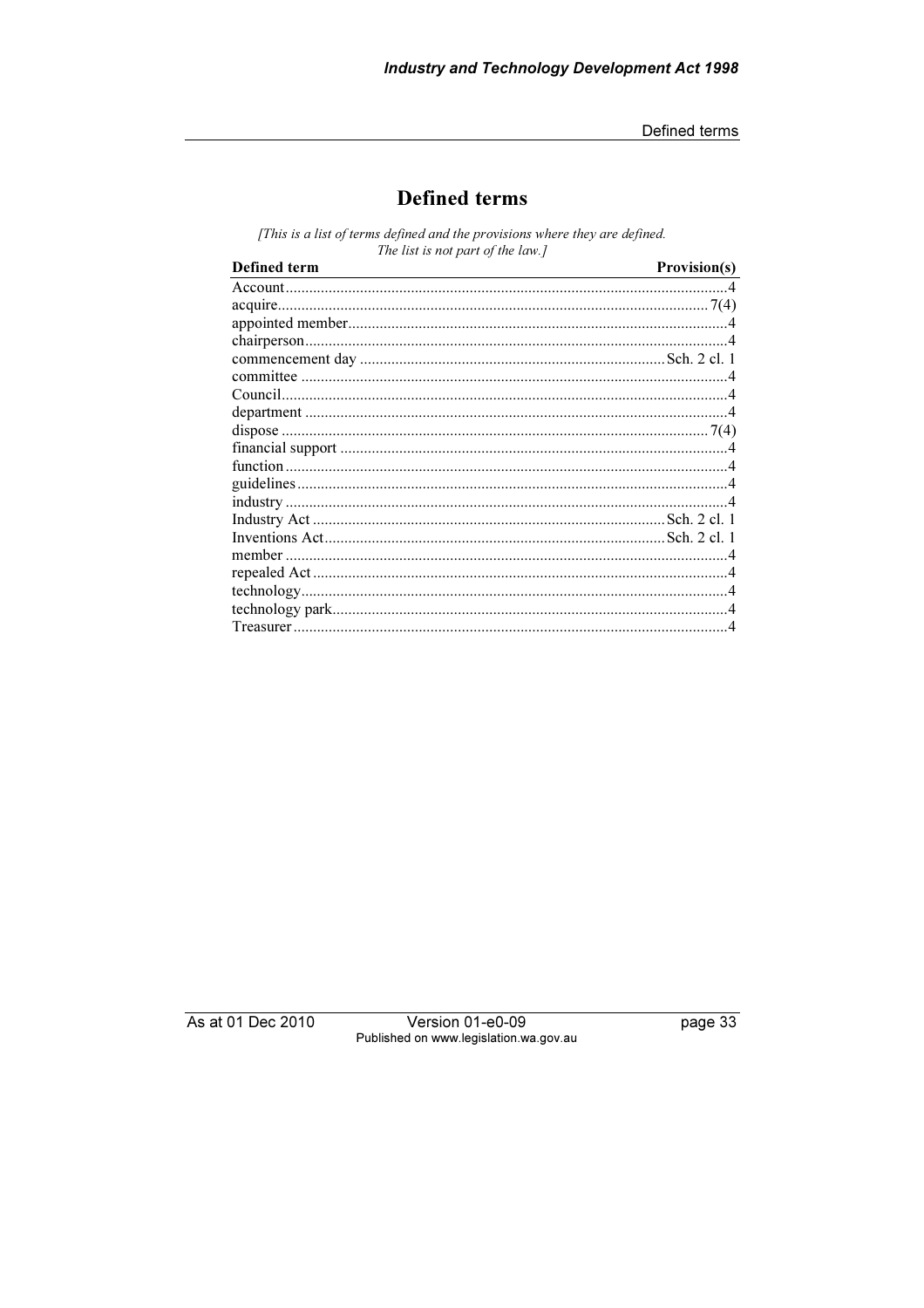# Defined terms

*[This is a list of terms defined and the provisions where they are defined. The list is not part of the law.]*

| Defined term | Provision(s) |
|---|---|
| Account | 4 |
| acquire | 7(4) |
| appointed member | 4 |
| chairperson | 4 |
| commencement day | Sch. 2 cl. 1 |
| committee | 4 |
| Council | 4 |
| department | 4 |
| dispose | 7(4) |
| financial support | 4 |
| function | 4 |
| guidelines | 4 |
| industry | 4 |
| Industry Act | Sch. 2 cl. 1 |
| Inventions Act | Sch. 2 cl. 1 |
| member | 4 |
| repealed Act | 4 |
| technology | 4 |
| technology park | 4 |
| Treasurer | 4 |